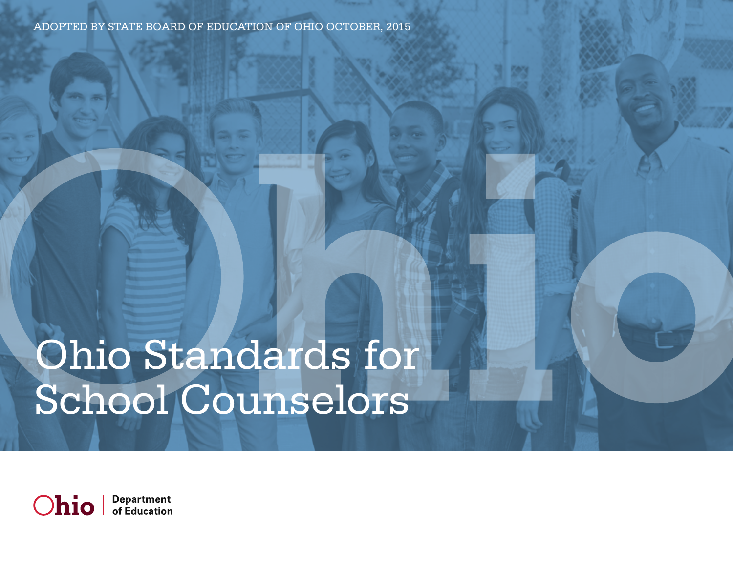ADOPTED BY STATE BOARD OF EDUCATION OF OHIO OCTOBER, 2015

# Ohio Standards for School Counselors

Ohio | Department of Education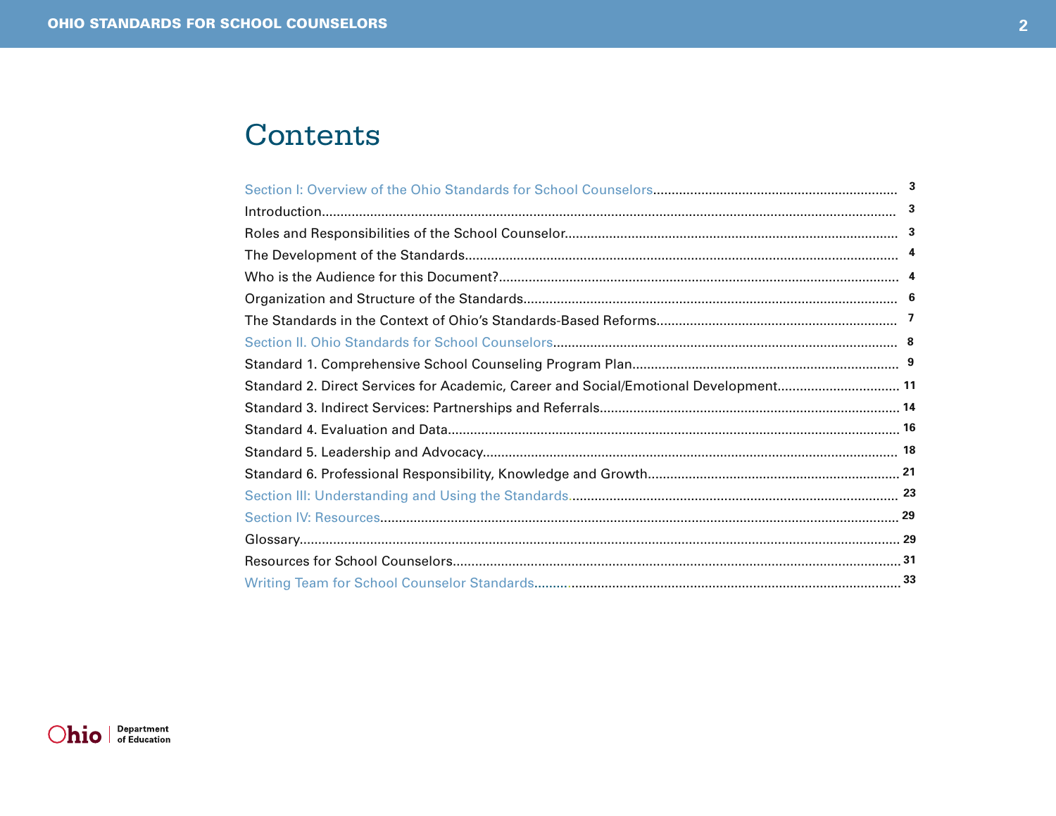# Contents

- Section I: Overview of the Ohio Standards for School Counselors ........ 3
  - Introduction ........ 3
  - Roles and Responsibilities of the School Counselor ........ 3
  - The Development of the Standards ........ 4
  - Who is the Audience for this Document? ........ 4
  - Organization and Structure of the Standards ........ 6
  - The Standards in the Context of Ohio's Standards-Based Reforms ........ 7
- Section II. Ohio Standards for School Counselors ........ 8
  - Standard 1. Comprehensive School Counseling Program Plan ........ 9
  - Standard 2. Direct Services for Academic, Career and Social/Emotional Development ........ 11
  - Standard 3. Indirect Services: Partnerships and Referrals ........ 14
  - Standard 4. Evaluation and Data ........ 16
  - Standard 5. Leadership and Advocacy ........ 18
  - Standard 6. Professional Responsibility, Knowledge and Growth ........ 21
- Section III: Understanding and Using the Standards ........ 23
- Section IV: Resources ........ 29
  - Glossary ........ 29
  - Resources for School Counselors ........ 31
- Writing Team for School Counselor Standards ........ 33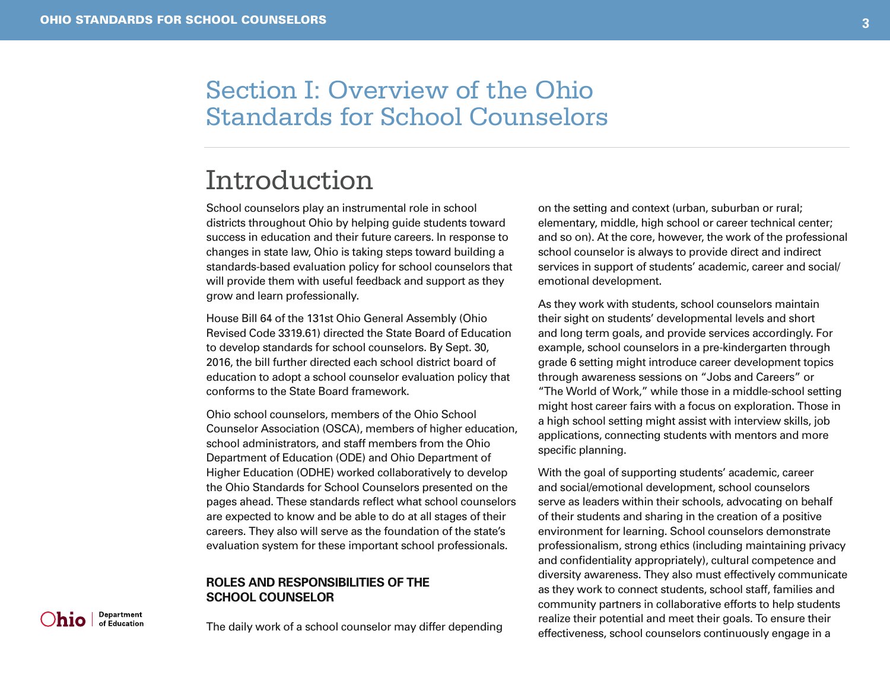# Section I: Overview of the Ohio Standards for School Counselors

## Introduction

School counselors play an instrumental role in school districts throughout Ohio by helping guide students toward success in education and their future careers. In response to changes in state law, Ohio is taking steps toward building a standards-based evaluation policy for school counselors that will provide them with useful feedback and support as they grow and learn professionally.

House Bill 64 of the 131st Ohio General Assembly (Ohio Revised Code 3319.61) directed the State Board of Education to develop standards for school counselors. By Sept. 30, 2016, the bill further directed each school district board of education to adopt a school counselor evaluation policy that conforms to the State Board framework.

Ohio school counselors, members of the Ohio School Counselor Association (OSCA), members of higher education, school administrators, and staff members from the Ohio Department of Education (ODE) and Ohio Department of Higher Education (ODHE) worked collaboratively to develop the Ohio Standards for School Counselors presented on the pages ahead. These standards reflect what school counselors are expected to know and be able to do at all stages of their careers. They also will serve as the foundation of the state's evaluation system for these important school professionals.

### ROLES AND RESPONSIBILITIES OF THE SCHOOL COUNSELOR

The daily work of a school counselor may differ depending on the setting and context (urban, suburban or rural; elementary, middle, high school or career technical center; and so on). At the core, however, the work of the professional school counselor is always to provide direct and indirect services in support of students' academic, career and social/emotional development.

As they work with students, school counselors maintain their sight on students' developmental levels and short and long term goals, and provide services accordingly. For example, school counselors in a pre-kindergarten through grade 6 setting might introduce career development topics through awareness sessions on "Jobs and Careers" or "The World of Work," while those in a middle-school setting might host career fairs with a focus on exploration. Those in a high school setting might assist with interview skills, job applications, connecting students with mentors and more specific planning.

With the goal of supporting students' academic, career and social/emotional development, school counselors serve as leaders within their schools, advocating on behalf of their students and sharing in the creation of a positive environment for learning. School counselors demonstrate professionalism, strong ethics (including maintaining privacy and confidentiality appropriately), cultural competence and diversity awareness. They also must effectively communicate as they work to connect students, school staff, families and community partners in collaborative efforts to help students realize their potential and meet their goals. To ensure their effectiveness, school counselors continuously engage in a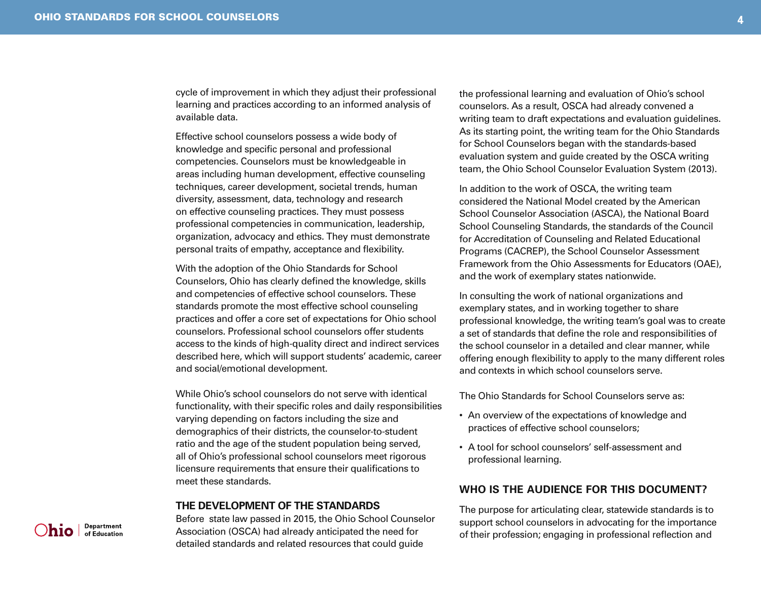cycle of improvement in which they adjust their professional learning and practices according to an informed analysis of available data.

Effective school counselors possess a wide body of knowledge and specific personal and professional competencies. Counselors must be knowledgeable in areas including human development, effective counseling techniques, career development, societal trends, human diversity, assessment, data, technology and research on effective counseling practices. They must possess professional competencies in communication, leadership, organization, advocacy and ethics. They must demonstrate personal traits of empathy, acceptance and flexibility.

With the adoption of the Ohio Standards for School Counselors, Ohio has clearly defined the knowledge, skills and competencies of effective school counselors. These standards promote the most effective school counseling practices and offer a core set of expectations for Ohio school counselors. Professional school counselors offer students access to the kinds of high-quality direct and indirect services described here, which will support students' academic, career and social/emotional development.

While Ohio's school counselors do not serve with identical functionality, with their specific roles and daily responsibilities varying depending on factors including the size and demographics of their districts, the counselor-to-student ratio and the age of the student population being served, all of Ohio's professional school counselors meet rigorous licensure requirements that ensure their qualifications to meet these standards.

## THE DEVELOPMENT OF THE STANDARDS

Before state law passed in 2015, the Ohio School Counselor Association (OSCA) had already anticipated the need for detailed standards and related resources that could guide the professional learning and evaluation of Ohio's school counselors. As a result, OSCA had already convened a writing team to draft expectations and evaluation guidelines. As its starting point, the writing team for the Ohio Standards for School Counselors began with the standards-based evaluation system and guide created by the OSCA writing team, the Ohio School Counselor Evaluation System (2013).

In addition to the work of OSCA, the writing team considered the National Model created by the American School Counselor Association (ASCA), the National Board School Counseling Standards, the standards of the Council for Accreditation of Counseling and Related Educational Programs (CACREP), the School Counselor Assessment Framework from the Ohio Assessments for Educators (OAE), and the work of exemplary states nationwide.

In consulting the work of national organizations and exemplary states, and in working together to share professional knowledge, the writing team's goal was to create a set of standards that define the role and responsibilities of the school counselor in a detailed and clear manner, while offering enough flexibility to apply to the many different roles and contexts in which school counselors serve.

The Ohio Standards for School Counselors serve as:

- An overview of the expectations of knowledge and practices of effective school counselors;
- A tool for school counselors' self-assessment and professional learning.

## WHO IS THE AUDIENCE FOR THIS DOCUMENT?

The purpose for articulating clear, statewide standards is to support school counselors in advocating for the importance of their profession; engaging in professional reflection and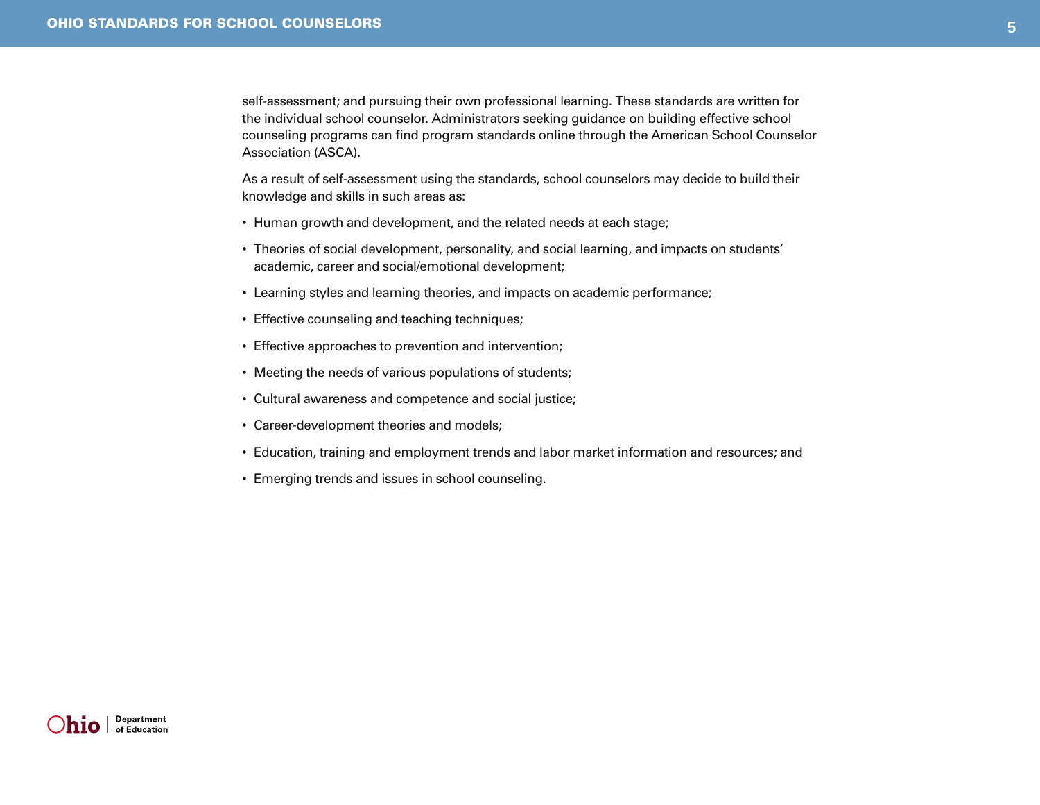self-assessment; and pursuing their own professional learning. These standards are written for the individual school counselor. Administrators seeking guidance on building effective school counseling programs can find program standards online through the American School Counselor Association (ASCA).

As a result of self-assessment using the standards, school counselors may decide to build their knowledge and skills in such areas as:

- Human growth and development, and the related needs at each stage;
- Theories of social development, personality, and social learning, and impacts on students' academic, career and social/emotional development;
- Learning styles and learning theories, and impacts on academic performance;
- Effective counseling and teaching techniques;
- Effective approaches to prevention and intervention;
- Meeting the needs of various populations of students;
- Cultural awareness and competence and social justice;
- Career-development theories and models;
- Education, training and employment trends and labor market information and resources; and
- Emerging trends and issues in school counseling.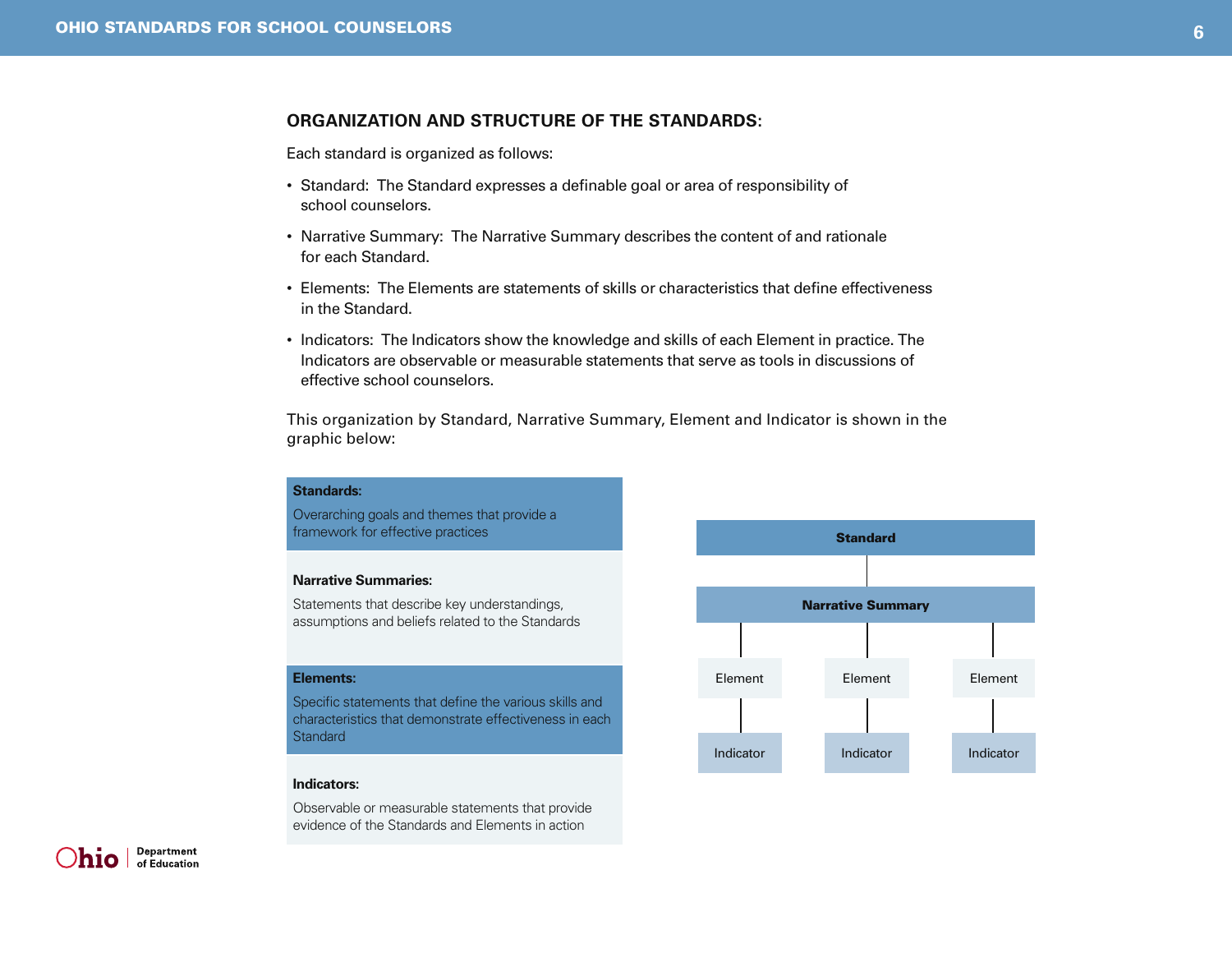## ORGANIZATION AND STRUCTURE OF THE STANDARDS:

Each standard is organized as follows:

- Standard: The Standard expresses a definable goal or area of responsibility of school counselors.
- Narrative Summary: The Narrative Summary describes the content of and rationale for each Standard.
- Elements: The Elements are statements of skills or characteristics that define effectiveness in the Standard.
- Indicators: The Indicators show the knowledge and skills of each Element in practice. The Indicators are observable or measurable statements that serve as tools in discussions of effective school counselors.

This organization by Standard, Narrative Summary, Element and Indicator is shown in the graphic below:

**Standards:**

Overarching goals and themes that provide a framework for effective practices

**Narrative Summaries:**

Statements that describe key understandings, assumptions and beliefs related to the Standards

**Elements:**

Specific statements that define the various skills and characteristics that demonstrate effectiveness in each Standard

**Indicators:**

Observable or measurable statements that provide evidence of the Standards and Elements in action

**Standard**

**Narrative Summary**

Element | Element | Element

Indicator | Indicator | Indicator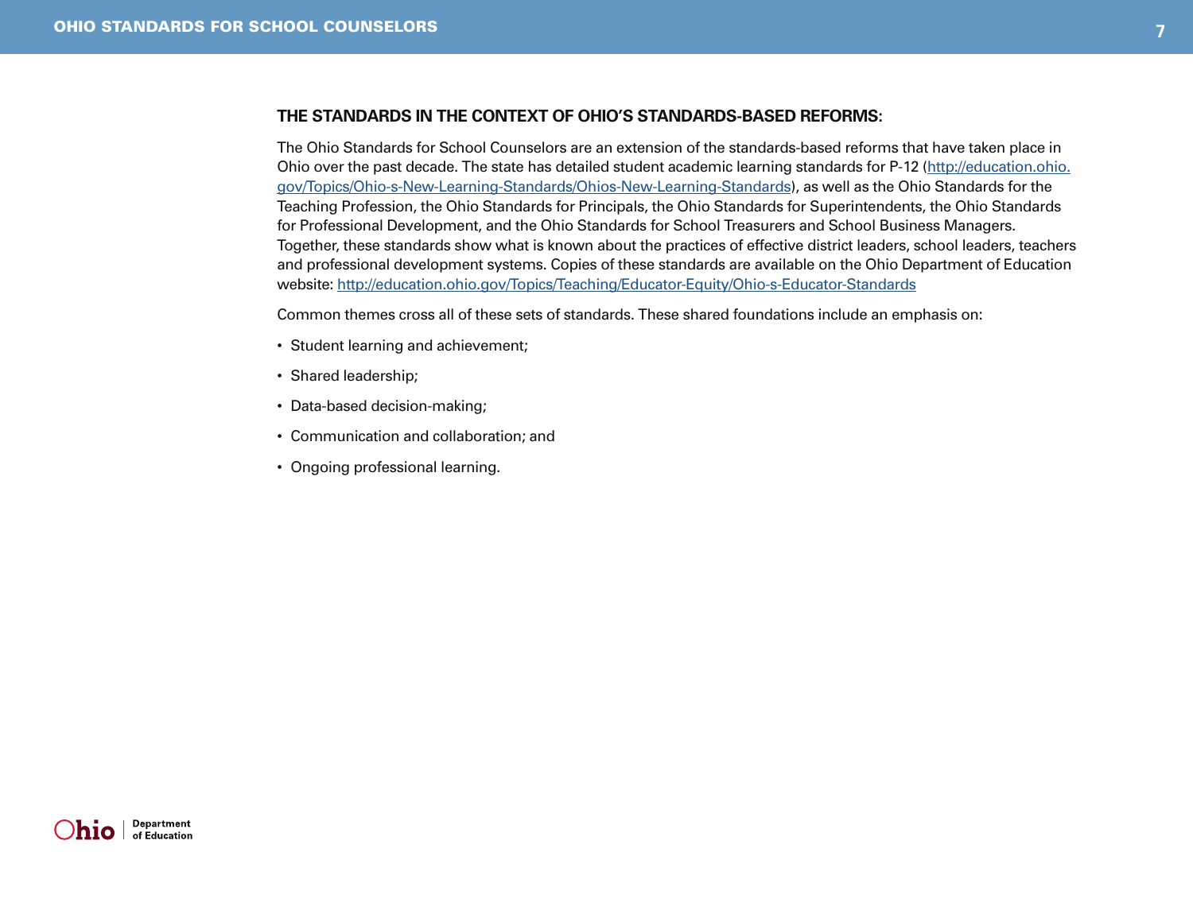## THE STANDARDS IN THE CONTEXT OF OHIO'S STANDARDS-BASED REFORMS:

The Ohio Standards for School Counselors are an extension of the standards-based reforms that have taken place in Ohio over the past decade. The state has detailed student academic learning standards for P-12 (http://education.ohio.gov/Topics/Ohio-s-New-Learning-Standards/Ohios-New-Learning-Standards), as well as the Ohio Standards for the Teaching Profession, the Ohio Standards for Principals, the Ohio Standards for Superintendents, the Ohio Standards for Professional Development, and the Ohio Standards for School Treasurers and School Business Managers. Together, these standards show what is known about the practices of effective district leaders, school leaders, teachers and professional development systems. Copies of these standards are available on the Ohio Department of Education website: http://education.ohio.gov/Topics/Teaching/Educator-Equity/Ohio-s-Educator-Standards

Common themes cross all of these sets of standards. These shared foundations include an emphasis on:

- Student learning and achievement;
- Shared leadership;
- Data-based decision-making;
- Communication and collaboration; and
- Ongoing professional learning.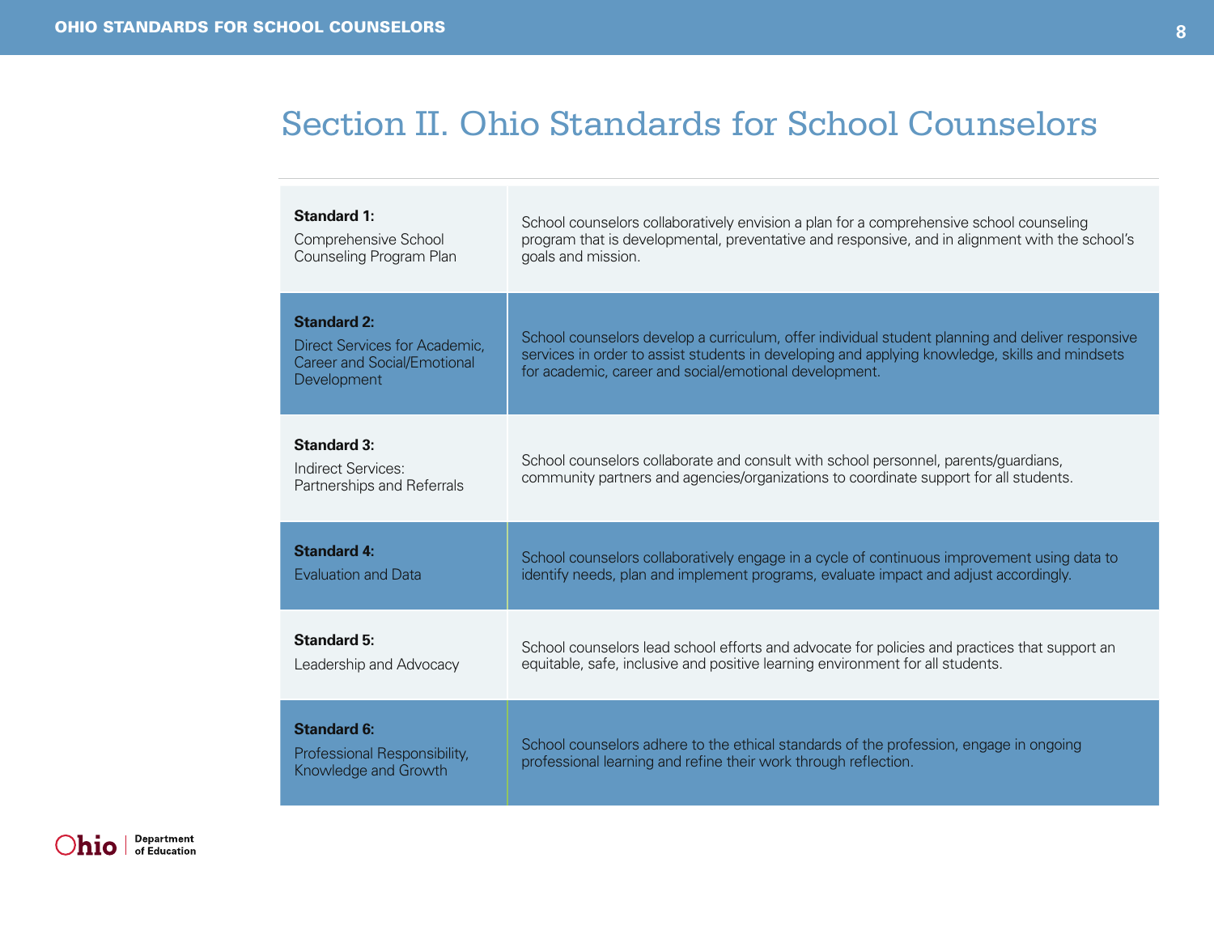# Section II. Ohio Standards for School Counselors

| Standard | Description |
|---|---|
| **Standard 1:** Comprehensive School Counseling Program Plan | School counselors collaboratively envision a plan for a comprehensive school counseling program that is developmental, preventative and responsive, and in alignment with the school's goals and mission. |
| **Standard 2:** Direct Services for Academic, Career and Social/Emotional Development | School counselors develop a curriculum, offer individual student planning and deliver responsive services in order to assist students in developing and applying knowledge, skills and mindsets for academic, career and social/emotional development. |
| **Standard 3:** Indirect Services: Partnerships and Referrals | School counselors collaborate and consult with school personnel, parents/guardians, community partners and agencies/organizations to coordinate support for all students. |
| **Standard 4:** Evaluation and Data | School counselors collaboratively engage in a cycle of continuous improvement using data to identify needs, plan and implement programs, evaluate impact and adjust accordingly. |
| **Standard 5:** Leadership and Advocacy | School counselors lead school efforts and advocate for policies and practices that support an equitable, safe, inclusive and positive learning environment for all students. |
| **Standard 6:** Professional Responsibility, Knowledge and Growth | School counselors adhere to the ethical standards of the profession, engage in ongoing professional learning and refine their work through reflection. |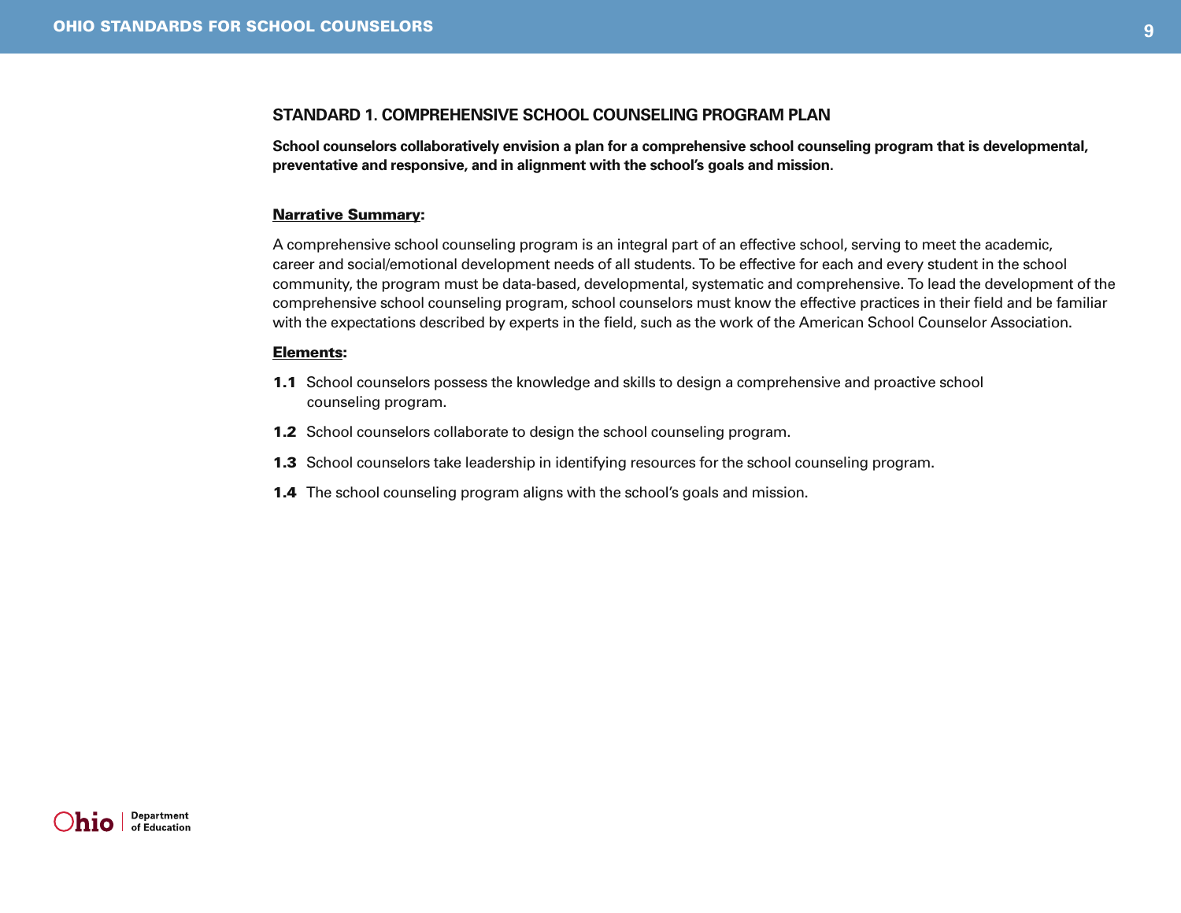## STANDARD 1. COMPREHENSIVE SCHOOL COUNSELING PROGRAM PLAN

**School counselors collaboratively envision a plan for a comprehensive school counseling program that is developmental, preventative and responsive, and in alignment with the school's goals and mission.**

**Narrative Summary:**

A comprehensive school counseling program is an integral part of an effective school, serving to meet the academic, career and social/emotional development needs of all students. To be effective for each and every student in the school community, the program must be data-based, developmental, systematic and comprehensive. To lead the development of the comprehensive school counseling program, school counselors must know the effective practices in their field and be familiar with the expectations described by experts in the field, such as the work of the American School Counselor Association.

**Elements:**

**1.1** School counselors possess the knowledge and skills to design a comprehensive and proactive school counseling program.

**1.2** School counselors collaborate to design the school counseling program.

**1.3** School counselors take leadership in identifying resources for the school counseling program.

**1.4** The school counseling program aligns with the school's goals and mission.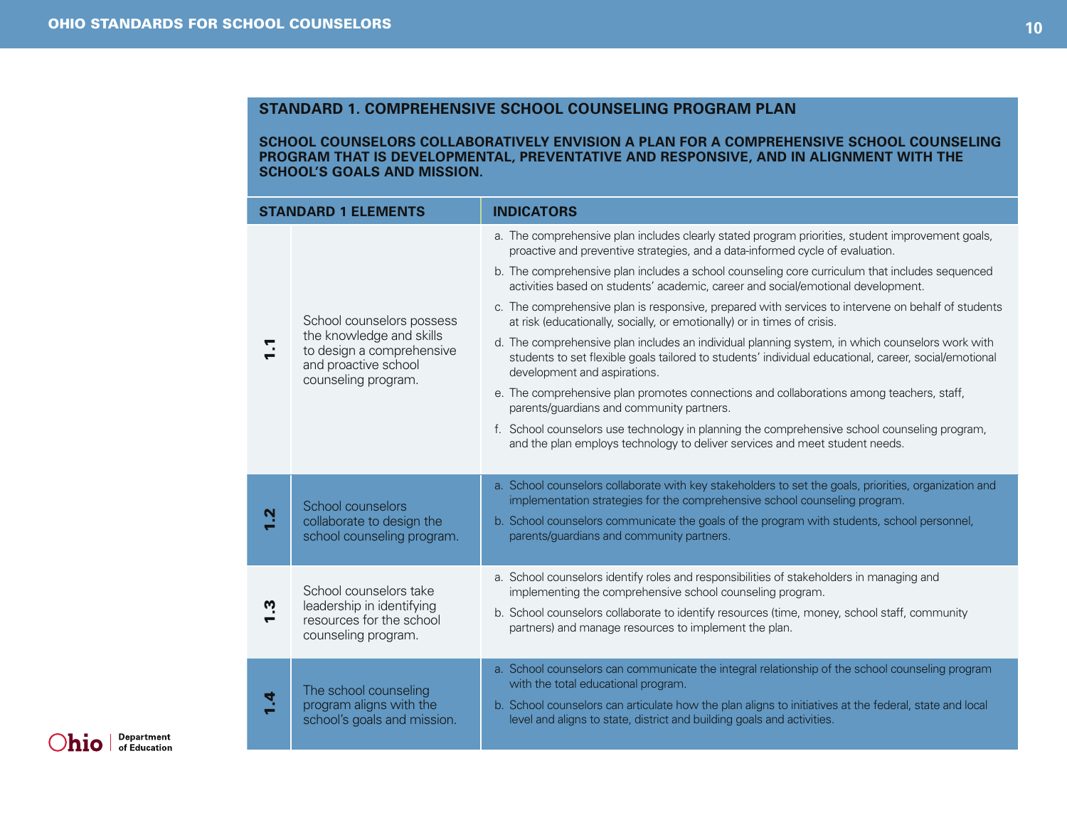## STANDARD 1. COMPREHENSIVE SCHOOL COUNSELING PROGRAM PLAN

**SCHOOL COUNSELORS COLLABORATIVELY ENVISION A PLAN FOR A COMPREHENSIVE SCHOOL COUNSELING PROGRAM THAT IS DEVELOPMENTAL, PREVENTATIVE AND RESPONSIVE, AND IN ALIGNMENT WITH THE SCHOOL'S GOALS AND MISSION.**

| STANDARD 1 ELEMENTS | | INDICATORS |
|---|---|---|
| **1.1** | School counselors possess the knowledge and skills to design a comprehensive and proactive school counseling program. | a. The comprehensive plan includes clearly stated program priorities, student improvement goals, proactive and preventive strategies, and a data-informed cycle of evaluation.<br>b. The comprehensive plan includes a school counseling core curriculum that includes sequenced activities based on students' academic, career and social/emotional development.<br>c. The comprehensive plan is responsive, prepared with services to intervene on behalf of students at risk (educationally, socially, or emotionally) or in times of crisis.<br>d. The comprehensive plan includes an individual planning system, in which counselors work with students to set flexible goals tailored to students' individual educational, career, social/emotional development and aspirations.<br>e. The comprehensive plan promotes connections and collaborations among teachers, staff, parents/guardians and community partners.<br>f. School counselors use technology in planning the comprehensive school counseling program, and the plan employs technology to deliver services and meet student needs. |
| **1.2** | School counselors collaborate to design the school counseling program. | a. School counselors collaborate with key stakeholders to set the goals, priorities, organization and implementation strategies for the comprehensive school counseling program.<br>b. School counselors communicate the goals of the program with students, school personnel, parents/guardians and community partners. |
| **1.3** | School counselors take leadership in identifying resources for the school counseling program. | a. School counselors identify roles and responsibilities of stakeholders in managing and implementing the comprehensive school counseling program.<br>b. School counselors collaborate to identify resources (time, money, school staff, community partners) and manage resources to implement the plan. |
| **1.4** | The school counseling program aligns with the school's goals and mission. | a. School counselors can communicate the integral relationship of the school counseling program with the total educational program.<br>b. School counselors can articulate how the plan aligns to initiatives at the federal, state and local level and aligns to state, district and building goals and activities. |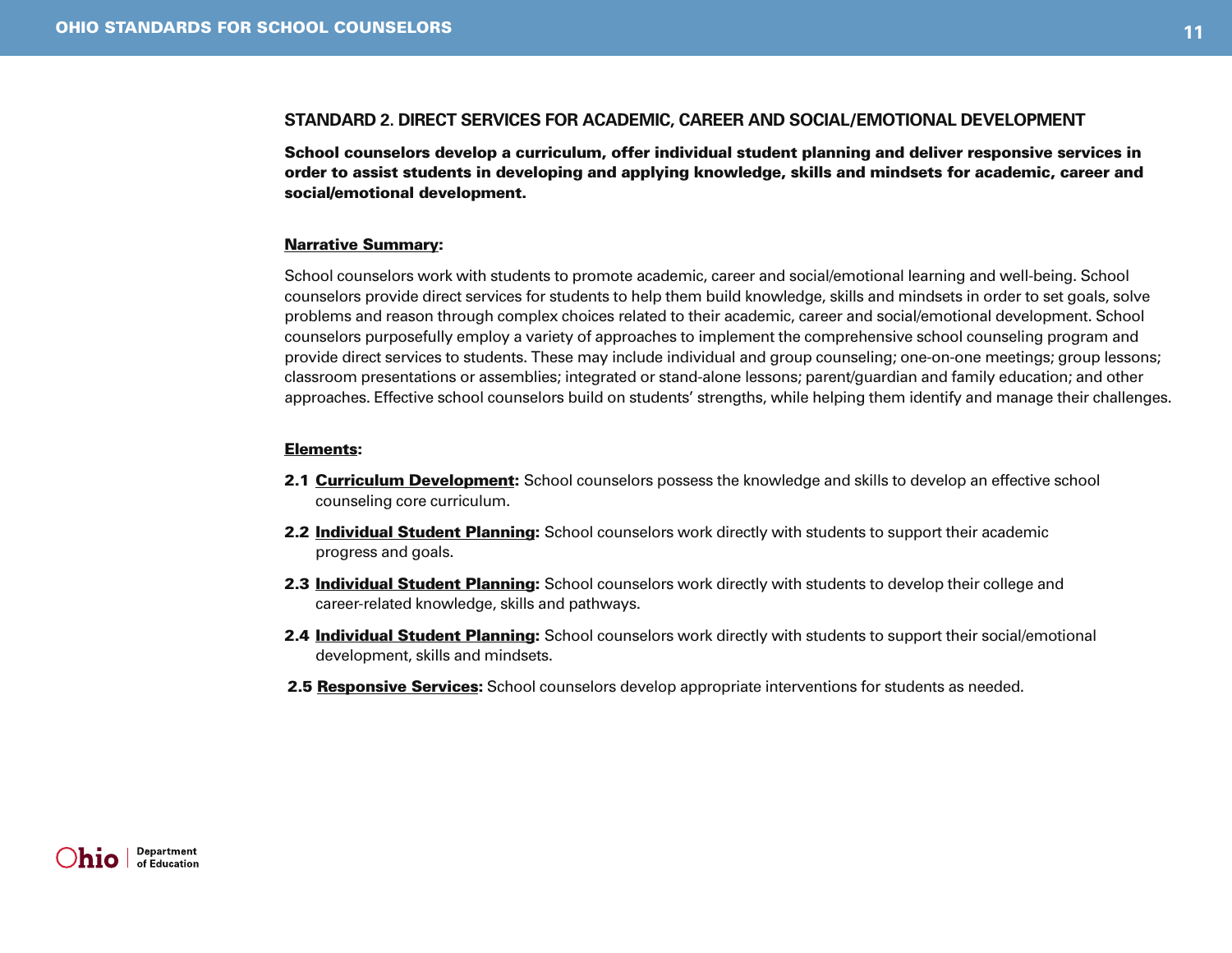## STANDARD 2. DIRECT SERVICES FOR ACADEMIC, CAREER AND SOCIAL/EMOTIONAL DEVELOPMENT

**School counselors develop a curriculum, offer individual student planning and deliver responsive services in order to assist students in developing and applying knowledge, skills and mindsets for academic, career and social/emotional development.**

**Narrative Summary:**

School counselors work with students to promote academic, career and social/emotional learning and well-being. School counselors provide direct services for students to help them build knowledge, skills and mindsets in order to set goals, solve problems and reason through complex choices related to their academic, career and social/emotional development. School counselors purposefully employ a variety of approaches to implement the comprehensive school counseling program and provide direct services to students. These may include individual and group counseling; one-on-one meetings; group lessons; classroom presentations or assemblies; integrated or stand-alone lessons; parent/guardian and family education; and other approaches. Effective school counselors build on students' strengths, while helping them identify and manage their challenges.

**Elements:**

**2.1 Curriculum Development:** School counselors possess the knowledge and skills to develop an effective school counseling core curriculum.

**2.2 Individual Student Planning:** School counselors work directly with students to support their academic progress and goals.

**2.3 Individual Student Planning:** School counselors work directly with students to develop their college and career-related knowledge, skills and pathways.

**2.4 Individual Student Planning:** School counselors work directly with students to support their social/emotional development, skills and mindsets.

**2.5 Responsive Services:** School counselors develop appropriate interventions for students as needed.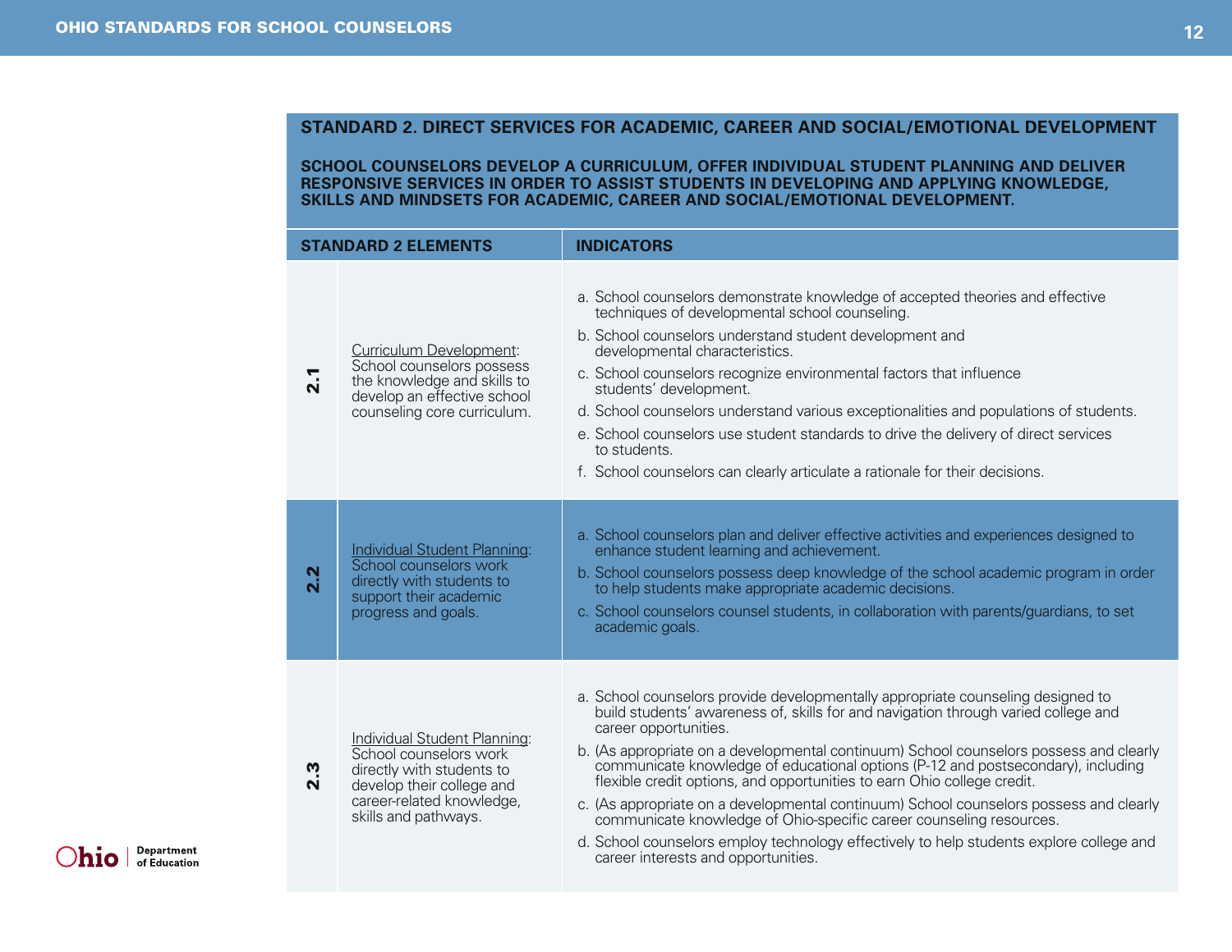## STANDARD 2. DIRECT SERVICES FOR ACADEMIC, CAREER AND SOCIAL/EMOTIONAL DEVELOPMENT

**SCHOOL COUNSELORS DEVELOP A CURRICULUM, OFFER INDIVIDUAL STUDENT PLANNING AND DELIVER RESPONSIVE SERVICES IN ORDER TO ASSIST STUDENTS IN DEVELOPING AND APPLYING KNOWLEDGE, SKILLS AND MINDSETS FOR ACADEMIC, CAREER AND SOCIAL/EMOTIONAL DEVELOPMENT.**

| | STANDARD 2 ELEMENTS | INDICATORS |
|---|---|---|
| **2.1** | Curriculum Development: School counselors possess the knowledge and skills to develop an effective school counseling core curriculum. | a. School counselors demonstrate knowledge of accepted theories and effective techniques of developmental school counseling.<br>b. School counselors understand student development and developmental characteristics.<br>c. School counselors recognize environmental factors that influence students' development.<br>d. School counselors understand various exceptionalities and populations of students.<br>e. School counselors use student standards to drive the delivery of direct services to students.<br>f. School counselors can clearly articulate a rationale for their decisions. |
| **2.2** | Individual Student Planning: School counselors work directly with students to support their academic progress and goals. | a. School counselors plan and deliver effective activities and experiences designed to enhance student learning and achievement.<br>b. School counselors possess deep knowledge of the school academic program in order to help students make appropriate academic decisions.<br>c. School counselors counsel students, in collaboration with parents/guardians, to set academic goals. |
| **2.3** | Individual Student Planning: School counselors work directly with students to develop their college and career-related knowledge, skills and pathways. | a. School counselors provide developmentally appropriate counseling designed to build students' awareness of, skills for and navigation through varied college and career opportunities.<br>b. (As appropriate on a developmental continuum) School counselors possess and clearly communicate knowledge of educational options (P-12 and postsecondary), including flexible credit options, and opportunities to earn Ohio college credit.<br>c. (As appropriate on a developmental continuum) School counselors possess and clearly communicate knowledge of Ohio-specific career counseling resources.<br>d. School counselors employ technology effectively to help students explore college and career interests and opportunities. |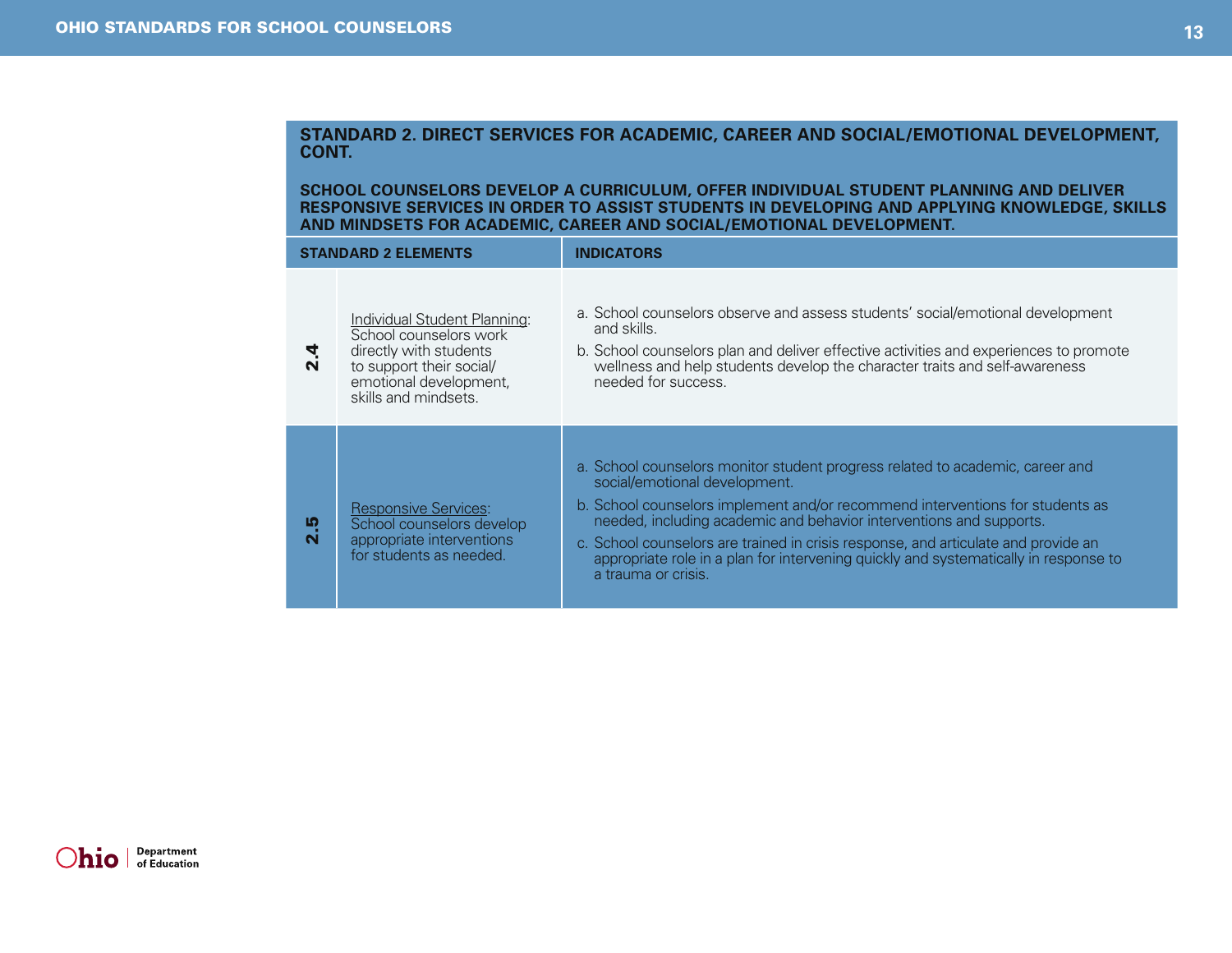## STANDARD 2. DIRECT SERVICES FOR ACADEMIC, CAREER AND SOCIAL/EMOTIONAL DEVELOPMENT, CONT.

**SCHOOL COUNSELORS DEVELOP A CURRICULUM, OFFER INDIVIDUAL STUDENT PLANNING AND DELIVER RESPONSIVE SERVICES IN ORDER TO ASSIST STUDENTS IN DEVELOPING AND APPLYING KNOWLEDGE, SKILLS AND MINDSETS FOR ACADEMIC, CAREER AND SOCIAL/EMOTIONAL DEVELOPMENT.**

| | STANDARD 2 ELEMENTS | INDICATORS |
|---|---|---|
| **2.4** | Individual Student Planning: School counselors work directly with students to support their social/ emotional development, skills and mindsets. | a. School counselors observe and assess students' social/emotional development and skills.<br>b. School counselors plan and deliver effective activities and experiences to promote wellness and help students develop the character traits and self-awareness needed for success. |
| **2.5** | Responsive Services: School counselors develop appropriate interventions for students as needed. | a. School counselors monitor student progress related to academic, career and social/emotional development.<br>b. School counselors implement and/or recommend interventions for students as needed, including academic and behavior interventions and supports.<br>c. School counselors are trained in crisis response, and articulate and provide an appropriate role in a plan for intervening quickly and systematically in response to a trauma or crisis. |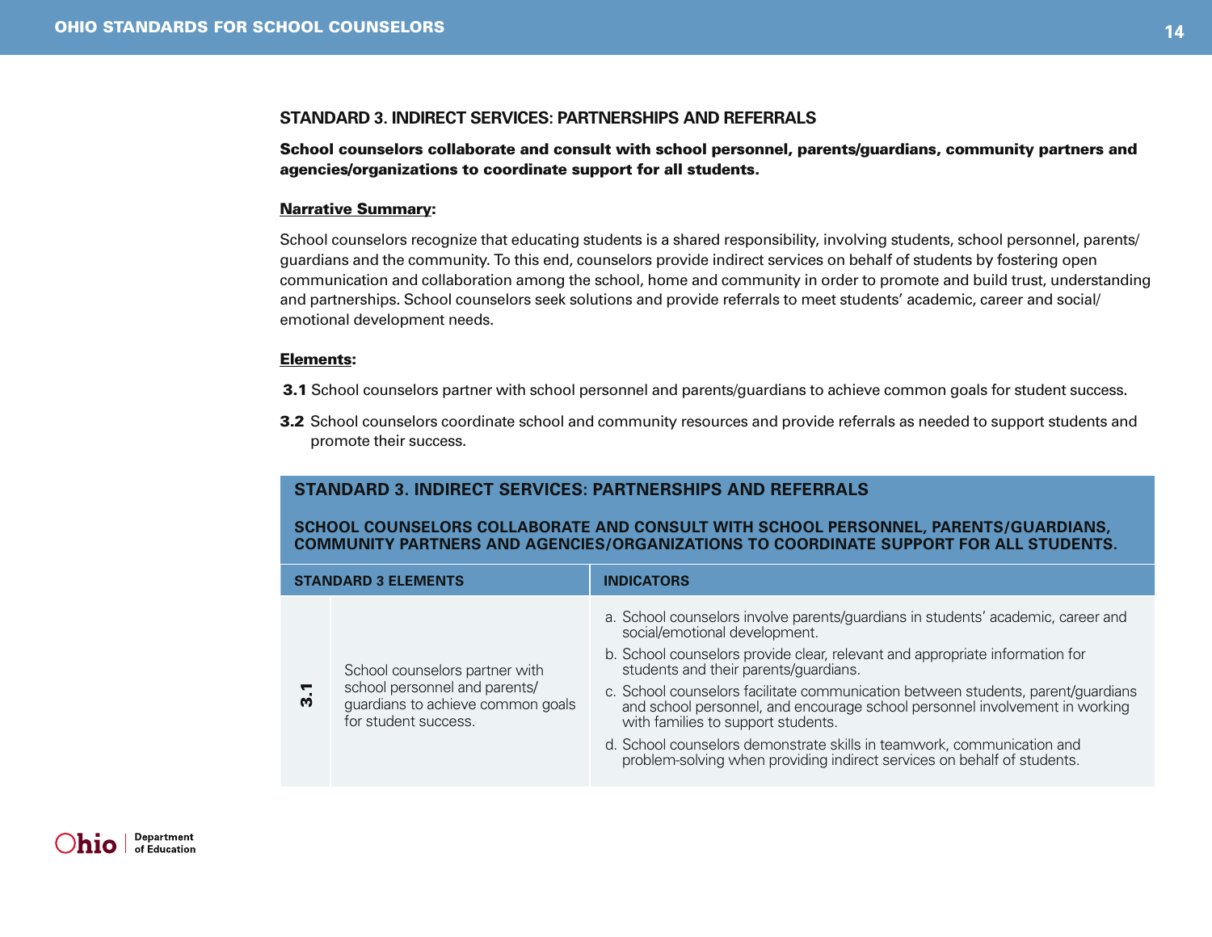### STANDARD 3. INDIRECT SERVICES: PARTNERSHIPS AND REFERRALS

**School counselors collaborate and consult with school personnel, parents/guardians, community partners and agencies/organizations to coordinate support for all students.**

**Narrative Summary:**

School counselors recognize that educating students is a shared responsibility, involving students, school personnel, parents/guardians and the community. To this end, counselors provide indirect services on behalf of students by fostering open communication and collaboration among the school, home and community in order to promote and build trust, understanding and partnerships. School counselors seek solutions and provide referrals to meet students' academic, career and social/emotional development needs.

**Elements:**

**3.1** School counselors partner with school personnel and parents/guardians to achieve common goals for student success.

**3.2** School counselors coordinate school and community resources and provide referrals as needed to support students and promote their success.

**STANDARD 3. INDIRECT SERVICES: PARTNERSHIPS AND REFERRALS**

**SCHOOL COUNSELORS COLLABORATE AND CONSULT WITH SCHOOL PERSONNEL, PARENTS/GUARDIANS, COMMUNITY PARTNERS AND AGENCIES/ORGANIZATIONS TO COORDINATE SUPPORT FOR ALL STUDENTS.**

| STANDARD 3 ELEMENTS | | INDICATORS |
|---|---|---|
| 3.1 | School counselors partner with school personnel and parents/guardians to achieve common goals for student success. | a. School counselors involve parents/guardians in students' academic, career and social/emotional development.<br>b. School counselors provide clear, relevant and appropriate information for students and their parents/guardians.<br>c. School counselors facilitate communication between students, parent/guardians and school personnel, and encourage school personnel involvement in working with families to support students.<br>d. School counselors demonstrate skills in teamwork, communication and problem-solving when providing indirect services on behalf of students. |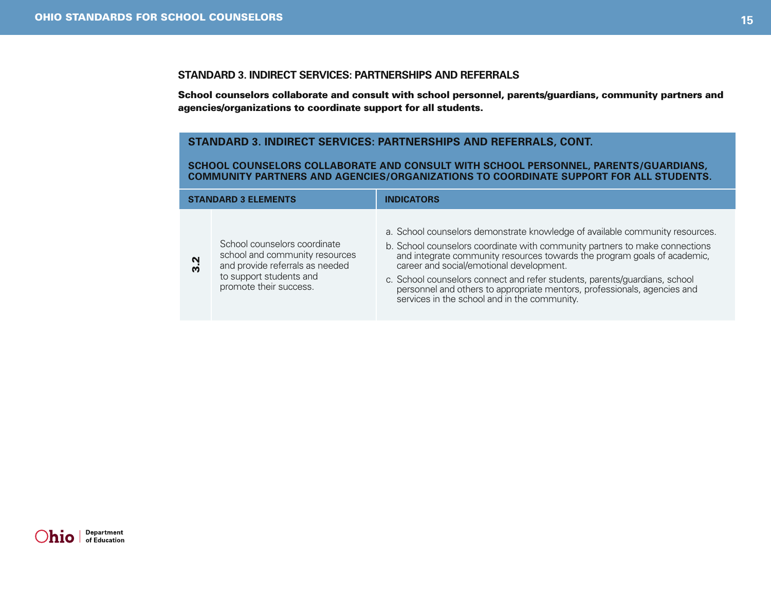### STANDARD 3. INDIRECT SERVICES: PARTNERSHIPS AND REFERRALS

**School counselors collaborate and consult with school personnel, parents/guardians, community partners and agencies/organizations to coordinate support for all students.**

| STANDARD 3. INDIRECT SERVICES: PARTNERSHIPS AND REFERRALS, CONT. SCHOOL COUNSELORS COLLABORATE AND CONSULT WITH SCHOOL PERSONNEL, PARENTS/GUARDIANS, COMMUNITY PARTNERS AND AGENCIES/ORGANIZATIONS TO COORDINATE SUPPORT FOR ALL STUDENTS. | | |
|---|---|---|
| **STANDARD 3 ELEMENTS** | | **INDICATORS** |
| **3.2** | School counselors coordinate school and community resources and provide referrals as needed to support students and promote their success. | a. School counselors demonstrate knowledge of available community resources.<br>b. School counselors coordinate with community partners to make connections and integrate community resources towards the program goals of academic, career and social/emotional development.<br>c. School counselors connect and refer students, parents/guardians, school personnel and others to appropriate mentors, professionals, agencies and services in the school and in the community. |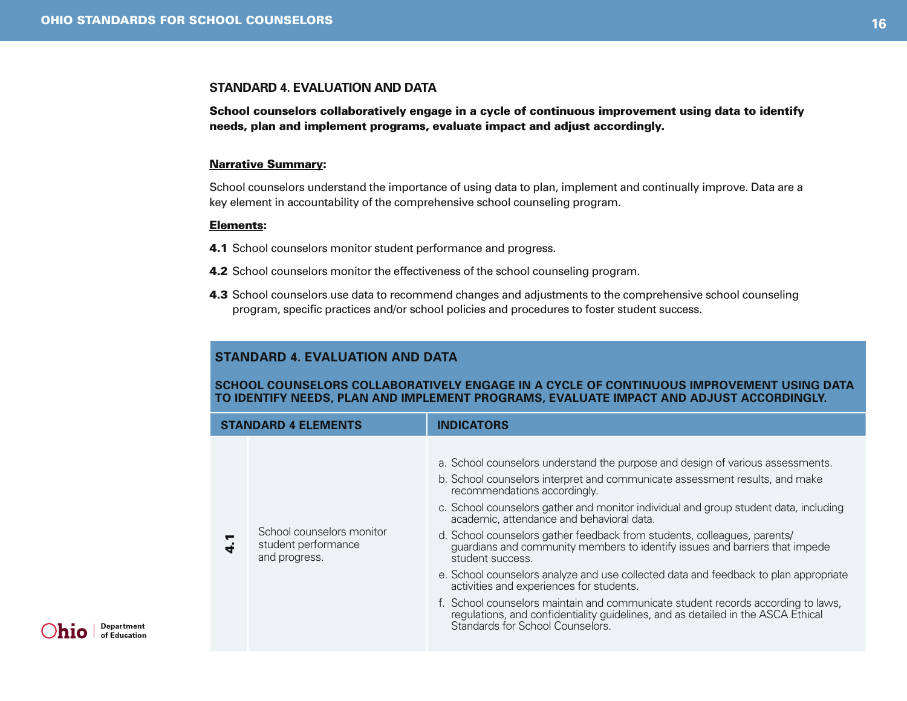## STANDARD 4. EVALUATION AND DATA

**School counselors collaboratively engage in a cycle of continuous improvement using data to identify needs, plan and implement programs, evaluate impact and adjust accordingly.**

**Narrative Summary:**

School counselors understand the importance of using data to plan, implement and continually improve. Data are a key element in accountability of the comprehensive school counseling program.

**Elements:**

**4.1** School counselors monitor student performance and progress.

**4.2** School counselors monitor the effectiveness of the school counseling program.

**4.3** School counselors use data to recommend changes and adjustments to the comprehensive school counseling program, specific practices and/or school policies and procedures to foster student success.

| STANDARD 4. EVALUATION AND DATA<br><br>SCHOOL COUNSELORS COLLABORATIVELY ENGAGE IN A CYCLE OF CONTINUOUS IMPROVEMENT USING DATA TO IDENTIFY NEEDS, PLAN AND IMPLEMENT PROGRAMS, EVALUATE IMPACT AND ADJUST ACCORDINGLY. | | |
|---|---|---|
| **STANDARD 4 ELEMENTS** | | **INDICATORS** |
| **4.1** | School counselors monitor student performance and progress. | a. School counselors understand the purpose and design of various assessments.<br>b. School counselors interpret and communicate assessment results, and make recommendations accordingly.<br>c. School counselors gather and monitor individual and group student data, including academic, attendance and behavioral data.<br>d. School counselors gather feedback from students, colleagues, parents/guardians and community members to identify issues and barriers that impede student success.<br>e. School counselors analyze and use collected data and feedback to plan appropriate activities and experiences for students.<br>f. School counselors maintain and communicate student records according to laws, regulations, and confidentiality guidelines, and as detailed in the ASCA Ethical Standards for School Counselors. |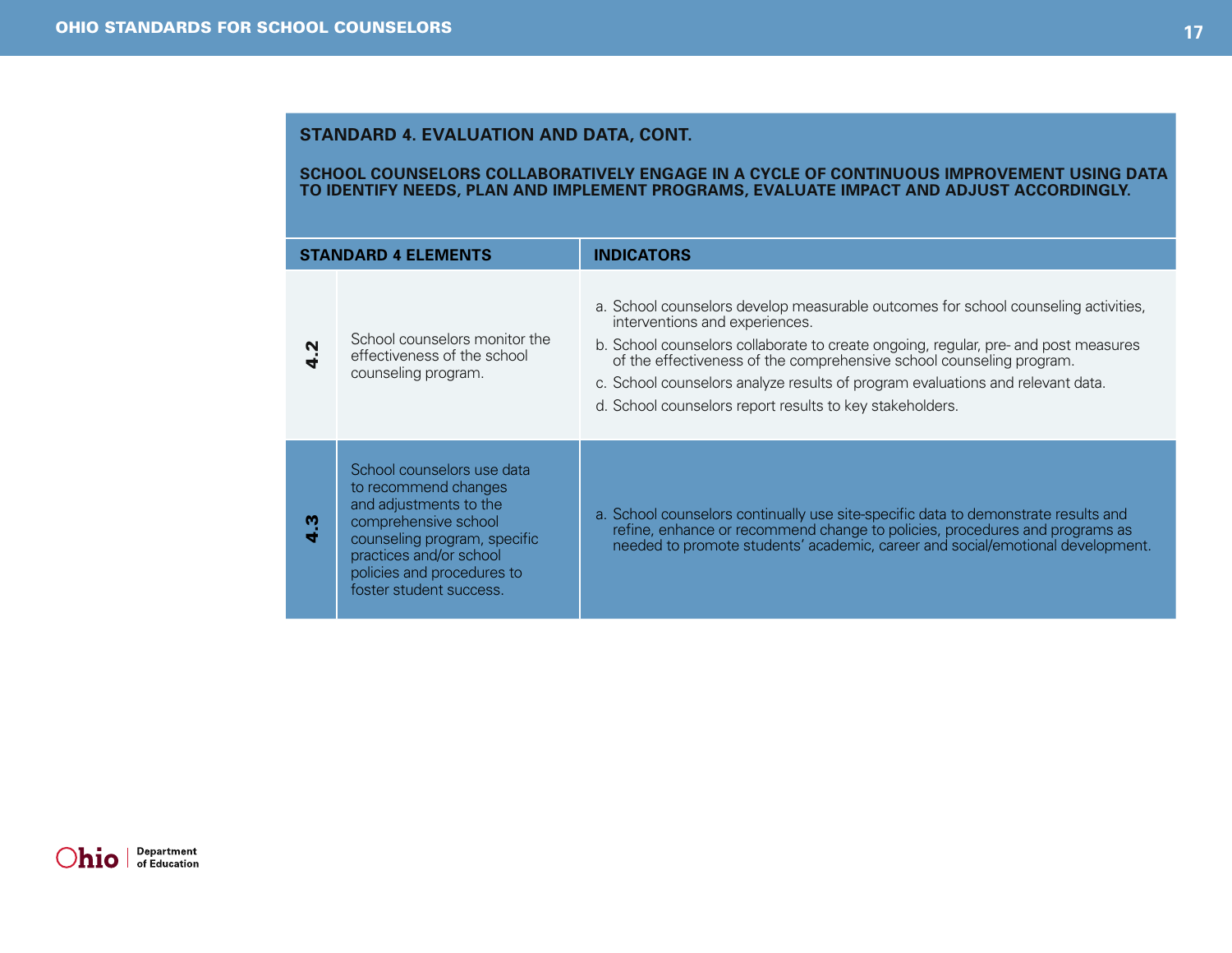## STANDARD 4. EVALUATION AND DATA, CONT.

**SCHOOL COUNSELORS COLLABORATIVELY ENGAGE IN A CYCLE OF CONTINUOUS IMPROVEMENT USING DATA TO IDENTIFY NEEDS, PLAN AND IMPLEMENT PROGRAMS, EVALUATE IMPACT AND ADJUST ACCORDINGLY.**

| STANDARD 4 ELEMENTS | | INDICATORS |
|---|---|---|
| **4.2** | School counselors monitor the effectiveness of the school counseling program. | a. School counselors develop measurable outcomes for school counseling activities, interventions and experiences.<br>b. School counselors collaborate to create ongoing, regular, pre- and post measures of the effectiveness of the comprehensive school counseling program.<br>c. School counselors analyze results of program evaluations and relevant data.<br>d. School counselors report results to key stakeholders. |
| **4.3** | School counselors use data to recommend changes and adjustments to the comprehensive school counseling program, specific practices and/or school policies and procedures to foster student success. | a. School counselors continually use site-specific data to demonstrate results and refine, enhance or recommend change to policies, procedures and programs as needed to promote students' academic, career and social/emotional development. |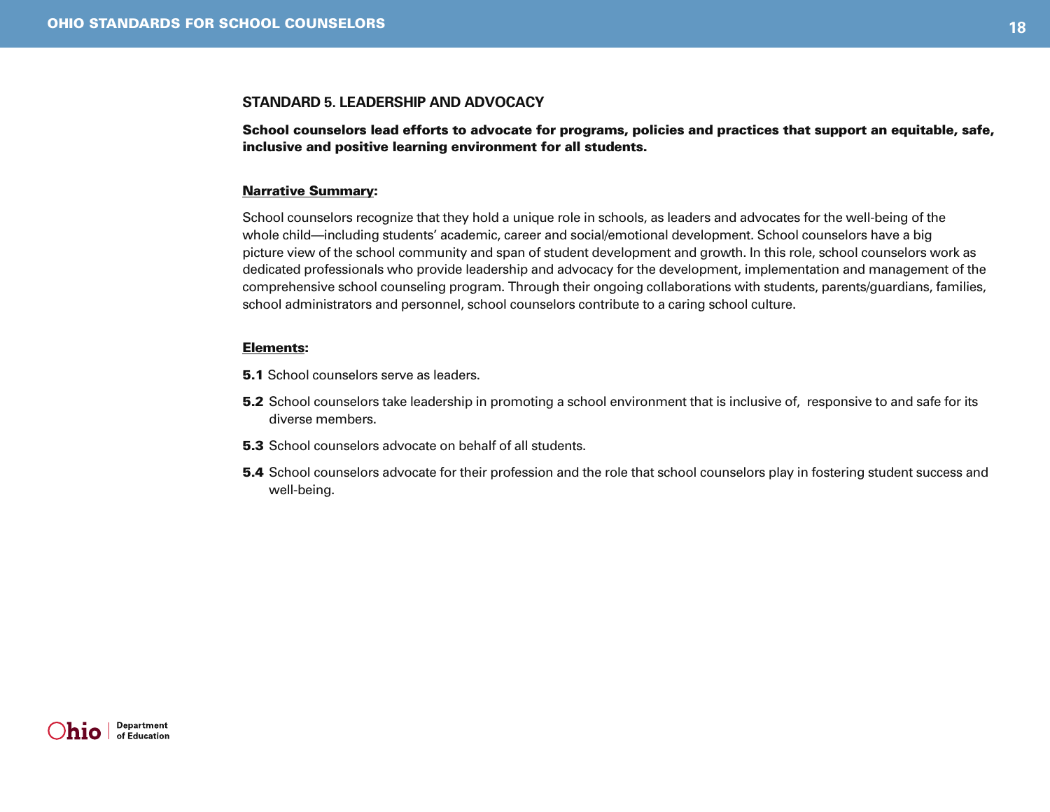## STANDARD 5. LEADERSHIP AND ADVOCACY

**School counselors lead efforts to advocate for programs, policies and practices that support an equitable, safe, inclusive and positive learning environment for all students.**

**Narrative Summary:**

School counselors recognize that they hold a unique role in schools, as leaders and advocates for the well-being of the whole child—including students' academic, career and social/emotional development. School counselors have a big picture view of the school community and span of student development and growth. In this role, school counselors work as dedicated professionals who provide leadership and advocacy for the development, implementation and management of the comprehensive school counseling program. Through their ongoing collaborations with students, parents/guardians, families, school administrators and personnel, school counselors contribute to a caring school culture.

**Elements:**

**5.1** School counselors serve as leaders.

**5.2** School counselors take leadership in promoting a school environment that is inclusive of, responsive to and safe for its diverse members.

**5.3** School counselors advocate on behalf of all students.

**5.4** School counselors advocate for their profession and the role that school counselors play in fostering student success and well-being.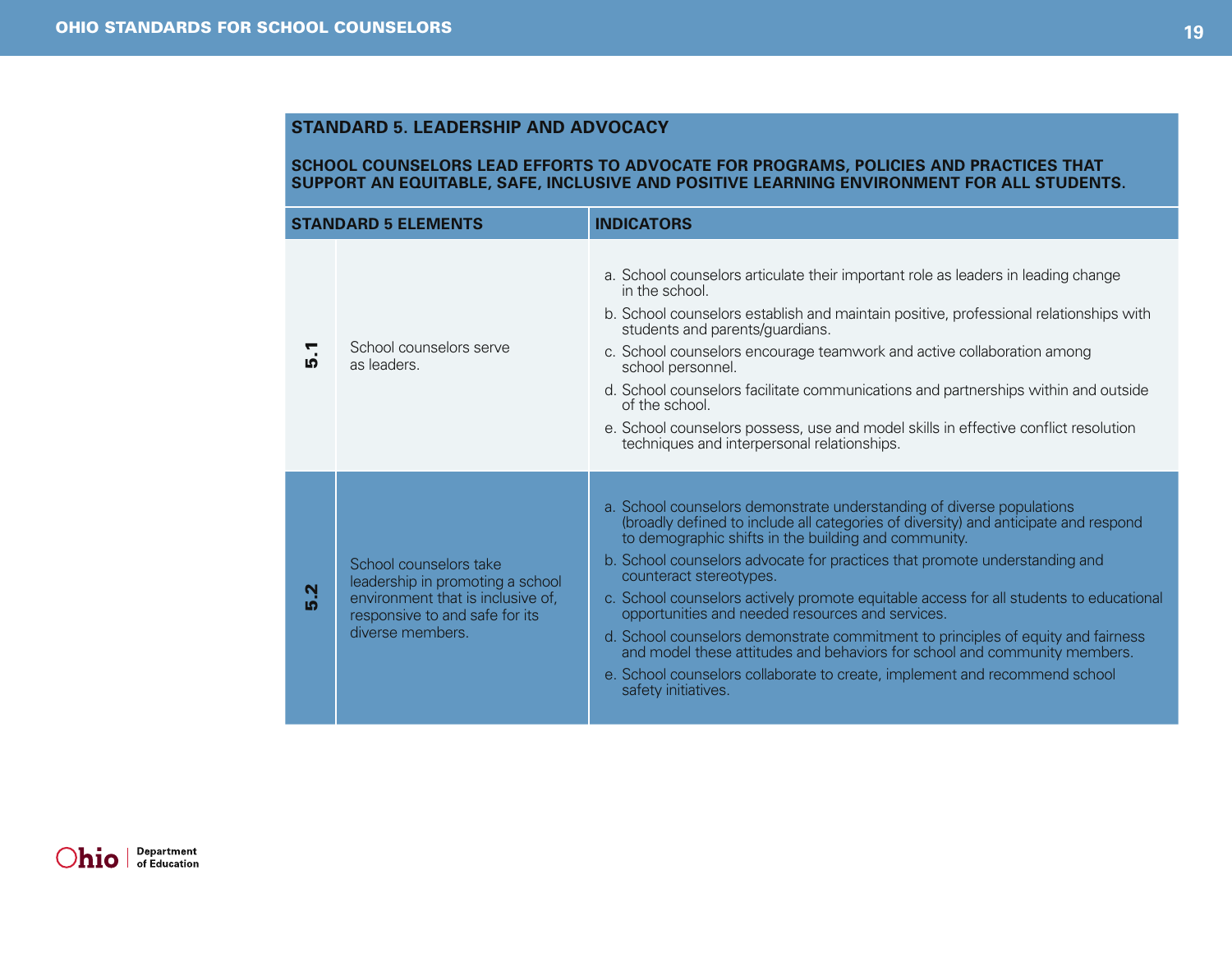## STANDARD 5. LEADERSHIP AND ADVOCACY

**SCHOOL COUNSELORS LEAD EFFORTS TO ADVOCATE FOR PROGRAMS, POLICIES AND PRACTICES THAT SUPPORT AN EQUITABLE, SAFE, INCLUSIVE AND POSITIVE LEARNING ENVIRONMENT FOR ALL STUDENTS.**

| STANDARD 5 ELEMENTS | | INDICATORS |
|---|---|---|
| 5.1 | School counselors serve as leaders. | a. School counselors articulate their important role as leaders in leading change in the school.<br>b. School counselors establish and maintain positive, professional relationships with students and parents/guardians.<br>c. School counselors encourage teamwork and active collaboration among school personnel.<br>d. School counselors facilitate communications and partnerships within and outside of the school.<br>e. School counselors possess, use and model skills in effective conflict resolution techniques and interpersonal relationships. |
| 5.2 | School counselors take leadership in promoting a school environment that is inclusive of, responsive to and safe for its diverse members. | a. School counselors demonstrate understanding of diverse populations (broadly defined to include all categories of diversity) and anticipate and respond to demographic shifts in the building and community.<br>b. School counselors advocate for practices that promote understanding and counteract stereotypes.<br>c. School counselors actively promote equitable access for all students to educational opportunities and needed resources and services.<br>d. School counselors demonstrate commitment to principles of equity and fairness and model these attitudes and behaviors for school and community members.<br>e. School counselors collaborate to create, implement and recommend school safety initiatives. |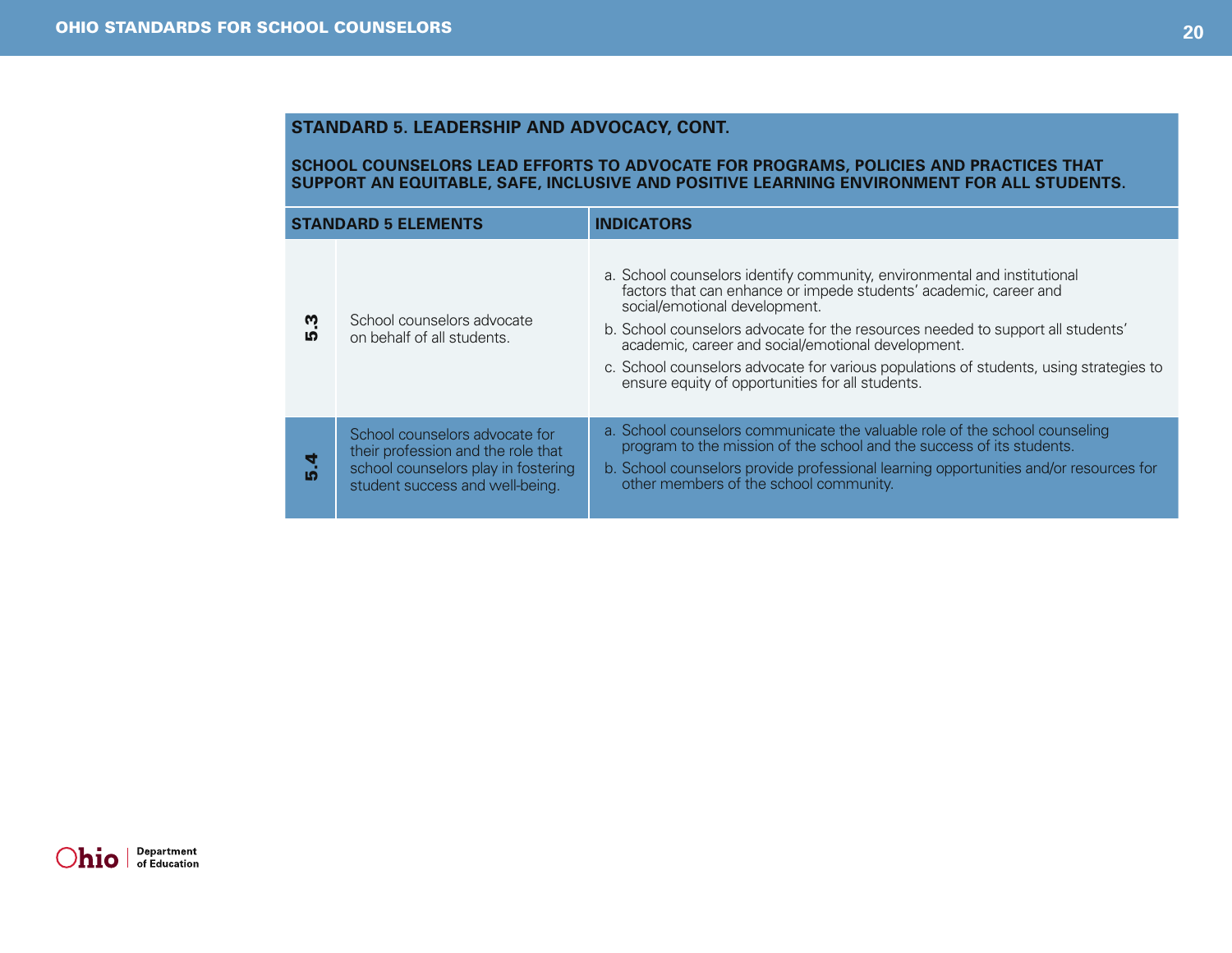## STANDARD 5. LEADERSHIP AND ADVOCACY, CONT.

**SCHOOL COUNSELORS LEAD EFFORTS TO ADVOCATE FOR PROGRAMS, POLICIES AND PRACTICES THAT SUPPORT AN EQUITABLE, SAFE, INCLUSIVE AND POSITIVE LEARNING ENVIRONMENT FOR ALL STUDENTS.**

| STANDARD 5 ELEMENTS | | INDICATORS |
|---|---|---|
| 5.3 | School counselors advocate on behalf of all students. | a. School counselors identify community, environmental and institutional factors that can enhance or impede students' academic, career and social/emotional development.<br>b. School counselors advocate for the resources needed to support all students' academic, career and social/emotional development.<br>c. School counselors advocate for various populations of students, using strategies to ensure equity of opportunities for all students. |
| 5.4 | School counselors advocate for their profession and the role that school counselors play in fostering student success and well-being. | a. School counselors communicate the valuable role of the school counseling program to the mission of the school and the success of its students.<br>b. School counselors provide professional learning opportunities and/or resources for other members of the school community. |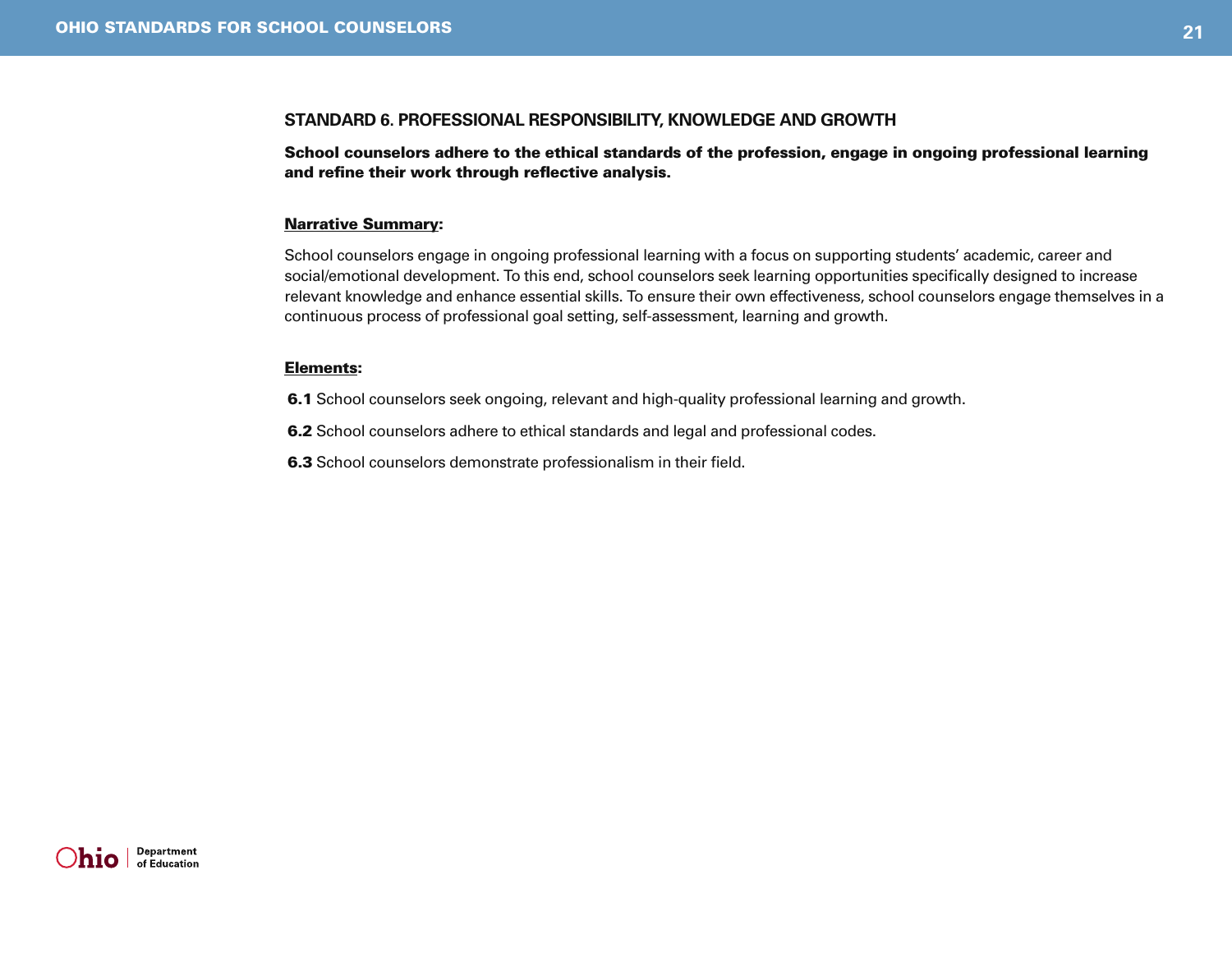## STANDARD 6. PROFESSIONAL RESPONSIBILITY, KNOWLEDGE AND GROWTH

**School counselors adhere to the ethical standards of the profession, engage in ongoing professional learning and refine their work through reflective analysis.**

**Narrative Summary:**

School counselors engage in ongoing professional learning with a focus on supporting students' academic, career and social/emotional development. To this end, school counselors seek learning opportunities specifically designed to increase relevant knowledge and enhance essential skills. To ensure their own effectiveness, school counselors engage themselves in a continuous process of professional goal setting, self-assessment, learning and growth.

**Elements:**

**6.1** School counselors seek ongoing, relevant and high-quality professional learning and growth.

**6.2** School counselors adhere to ethical standards and legal and professional codes.

**6.3** School counselors demonstrate professionalism in their field.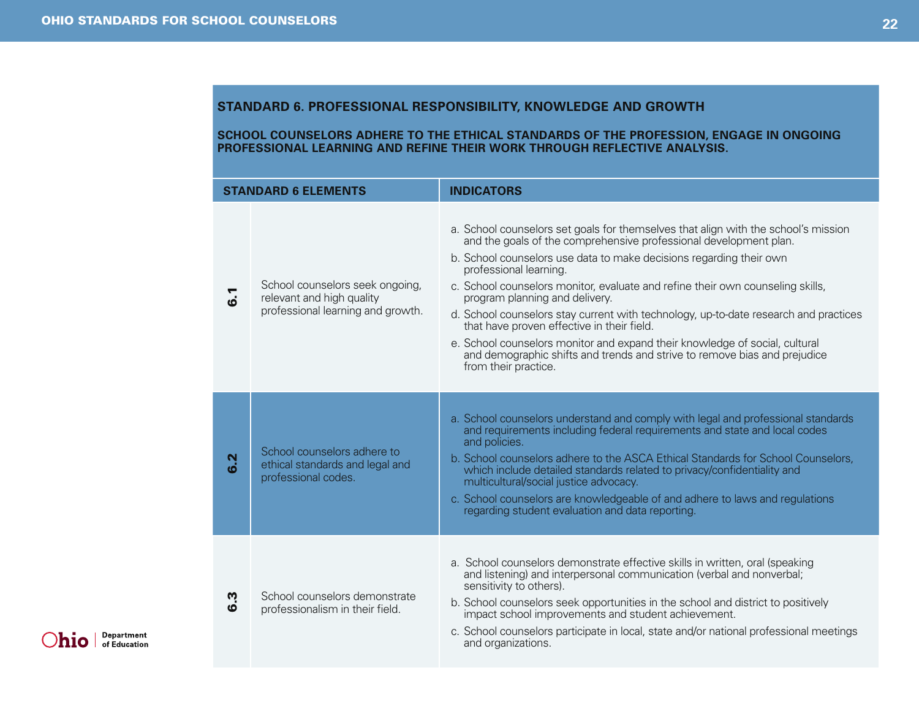## STANDARD 6. PROFESSIONAL RESPONSIBILITY, KNOWLEDGE AND GROWTH

**SCHOOL COUNSELORS ADHERE TO THE ETHICAL STANDARDS OF THE PROFESSION, ENGAGE IN ONGOING PROFESSIONAL LEARNING AND REFINE THEIR WORK THROUGH REFLECTIVE ANALYSIS.**

| STANDARD 6 ELEMENTS | | INDICATORS |
|---|---|---|
| 6.1 | School counselors seek ongoing, relevant and high quality professional learning and growth. | a. School counselors set goals for themselves that align with the school's mission and the goals of the comprehensive professional development plan.<br>b. School counselors use data to make decisions regarding their own professional learning.<br>c. School counselors monitor, evaluate and refine their own counseling skills, program planning and delivery.<br>d. School counselors stay current with technology, up-to-date research and practices that have proven effective in their field.<br>e. School counselors monitor and expand their knowledge of social, cultural and demographic shifts and trends and strive to remove bias and prejudice from their practice. |
| 6.2 | School counselors adhere to ethical standards and legal and professional codes. | a. School counselors understand and comply with legal and professional standards and requirements including federal requirements and state and local codes and policies.<br>b. School counselors adhere to the ASCA Ethical Standards for School Counselors, which include detailed standards related to privacy/confidentiality and multicultural/social justice advocacy.<br>c. School counselors are knowledgeable of and adhere to laws and regulations regarding student evaluation and data reporting. |
| 6.3 | School counselors demonstrate professionalism in their field. | a. School counselors demonstrate effective skills in written, oral (speaking and listening) and interpersonal communication (verbal and nonverbal; sensitivity to others).<br>b. School counselors seek opportunities in the school and district to positively impact school improvements and student achievement.<br>c. School counselors participate in local, state and/or national professional meetings and organizations. |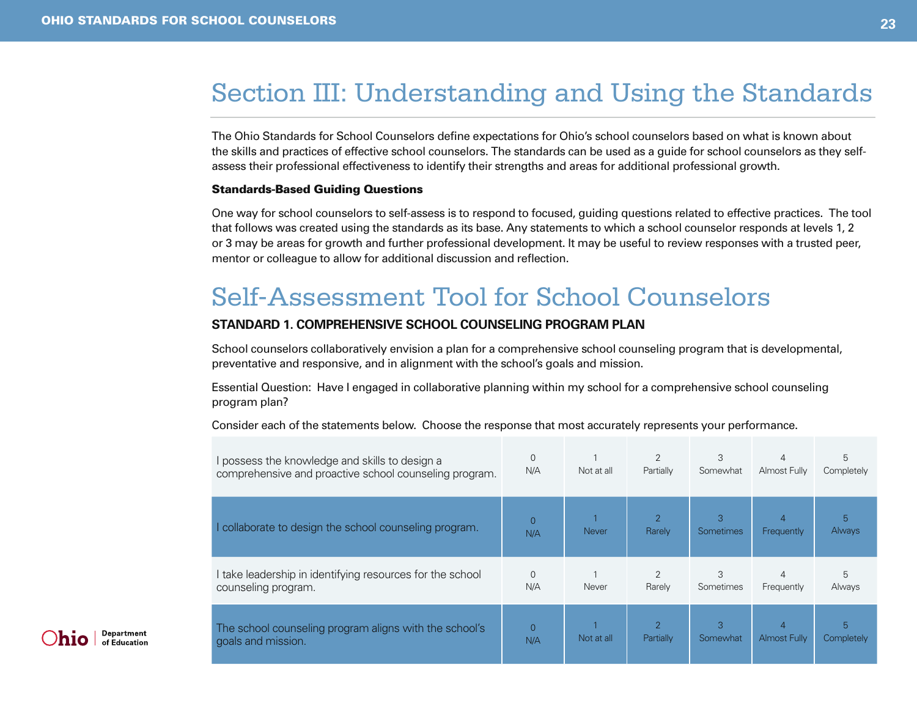# Section III: Understanding and Using the Standards

The Ohio Standards for School Counselors define expectations for Ohio's school counselors based on what is known about the skills and practices of effective school counselors. The standards can be used as a guide for school counselors as they self-assess their professional effectiveness to identify their strengths and areas for additional professional growth.

### Standards-Based Guiding Questions

One way for school counselors to self-assess is to respond to focused, guiding questions related to effective practices. The tool that follows was created using the standards as its base. Any statements to which a school counselor responds at levels 1, 2 or 3 may be areas for growth and further professional development. It may be useful to review responses with a trusted peer, mentor or colleague to allow for additional discussion and reflection.

# Self-Assessment Tool for School Counselors

### STANDARD 1. COMPREHENSIVE SCHOOL COUNSELING PROGRAM PLAN

School counselors collaboratively envision a plan for a comprehensive school counseling program that is developmental, preventative and responsive, and in alignment with the school's goals and mission.

Essential Question: Have I engaged in collaborative planning within my school for a comprehensive school counseling program plan?

Consider each of the statements below. Choose the response that most accurately represents your performance.

| Statement | | | | | | |
|---|---|---|---|---|---|---|
| I possess the knowledge and skills to design a comprehensive and proactive school counseling program. | 0 N/A | 1 Not at all | 2 Partially | 3 Somewhat | 4 Almost Fully | 5 Completely |
| I collaborate to design the school counseling program. | 0 N/A | 1 Never | 2 Rarely | 3 Sometimes | 4 Frequently | 5 Always |
| I take leadership in identifying resources for the school counseling program. | 0 N/A | 1 Never | 2 Rarely | 3 Sometimes | 4 Frequently | 5 Always |
| The school counseling program aligns with the school's goals and mission. | 0 N/A | 1 Not at all | 2 Partially | 3 Somewhat | 4 Almost Fully | 5 Completely |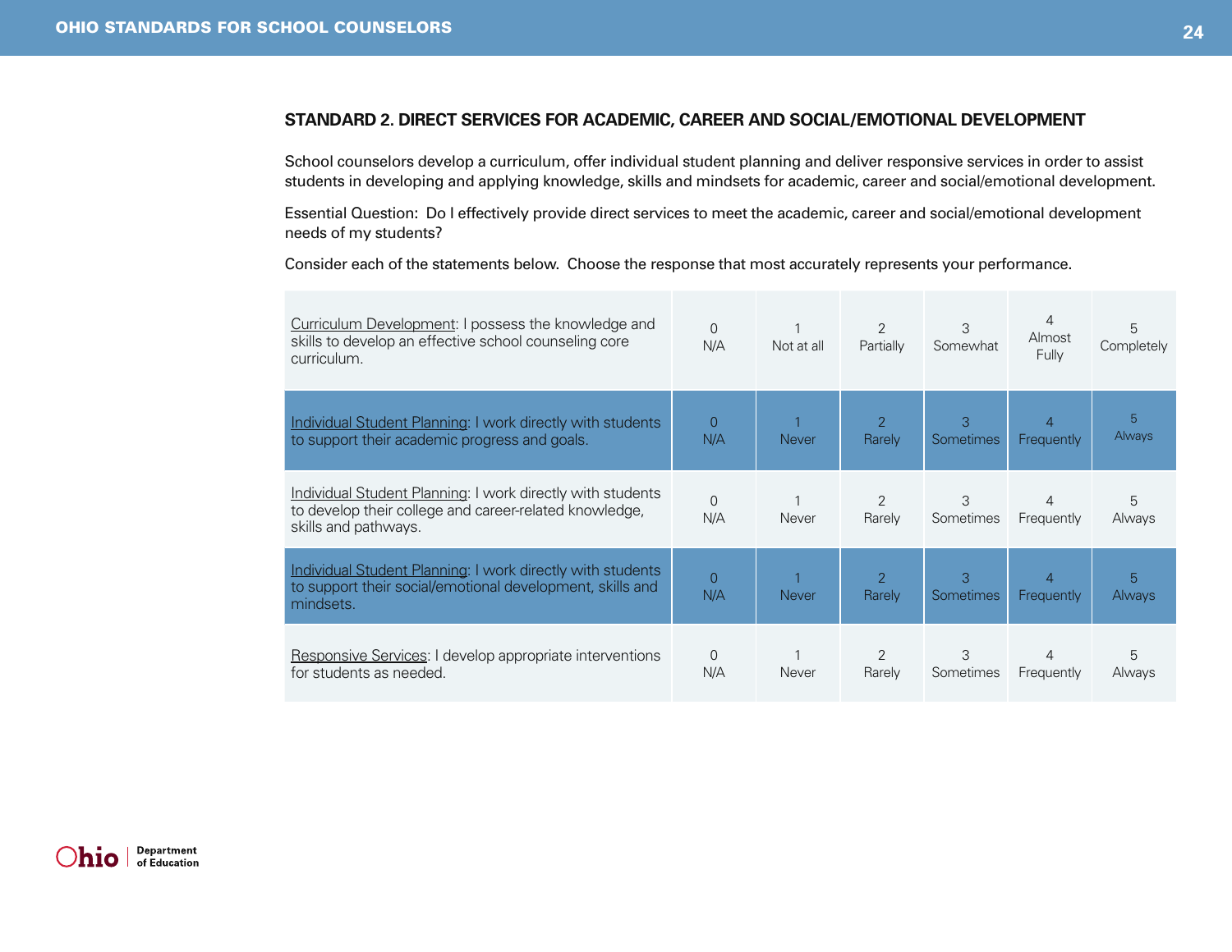## STANDARD 2. DIRECT SERVICES FOR ACADEMIC, CAREER AND SOCIAL/EMOTIONAL DEVELOPMENT

School counselors develop a curriculum, offer individual student planning and deliver responsive services in order to assist students in developing and applying knowledge, skills and mindsets for academic, career and social/emotional development.

Essential Question: Do I effectively provide direct services to meet the academic, career and social/emotional development needs of my students?

Consider each of the statements below. Choose the response that most accurately represents your performance.

| | | | | | | |
|---|---|---|---|---|---|---|
| Curriculum Development: I possess the knowledge and skills to develop an effective school counseling core curriculum. | 0 N/A | 1 Not at all | 2 Partially | 3 Somewhat | 4 Almost Fully | 5 Completely |
| Individual Student Planning: I work directly with students to support their academic progress and goals. | 0 N/A | 1 Never | 2 Rarely | 3 Sometimes | 4 Frequently | 5 Always |
| Individual Student Planning: I work directly with students to develop their college and career-related knowledge, skills and pathways. | 0 N/A | 1 Never | 2 Rarely | 3 Sometimes | 4 Frequently | 5 Always |
| Individual Student Planning: I work directly with students to support their social/emotional development, skills and mindsets. | 0 N/A | 1 Never | 2 Rarely | 3 Sometimes | 4 Frequently | 5 Always |
| Responsive Services: I develop appropriate interventions for students as needed. | 0 N/A | 1 Never | 2 Rarely | 3 Sometimes | 4 Frequently | 5 Always |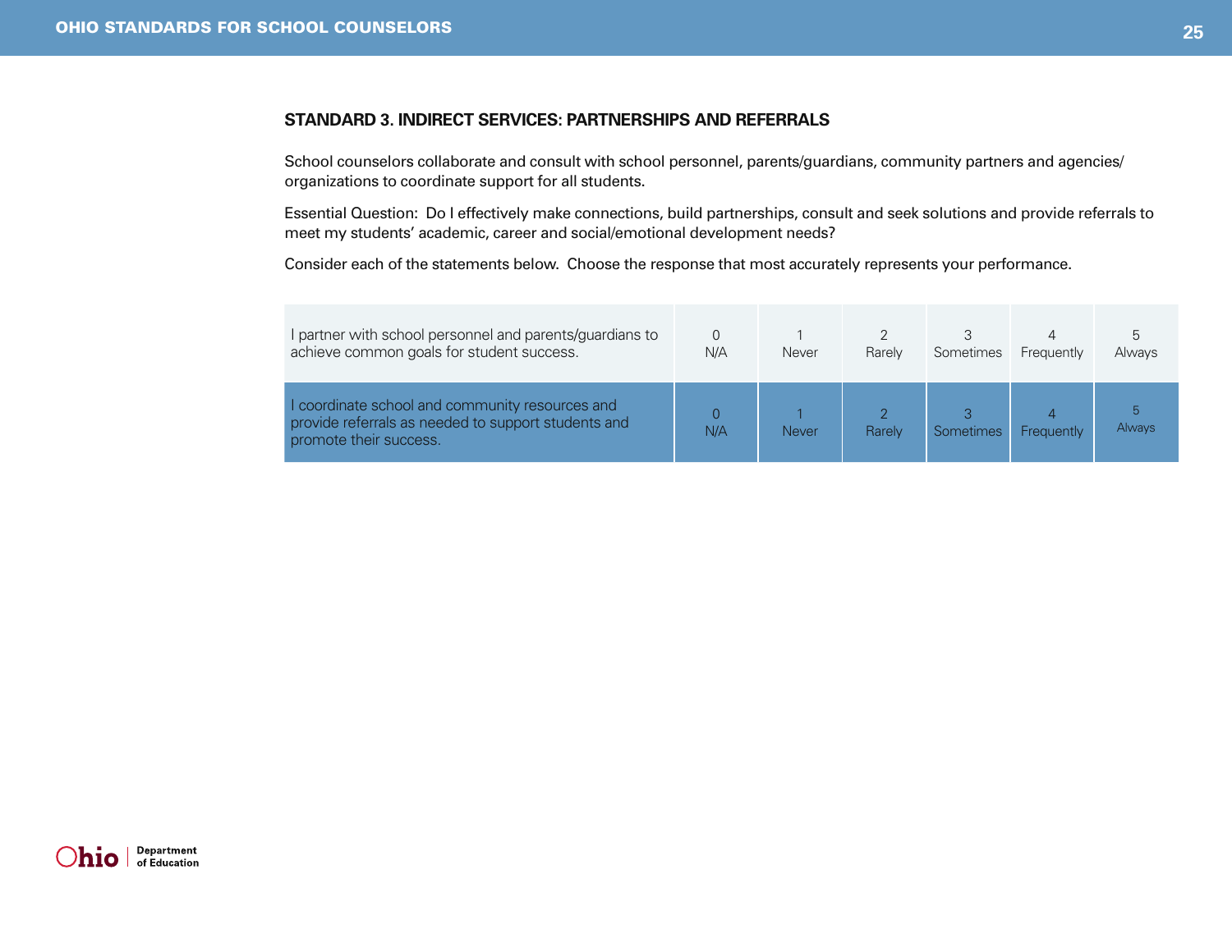### STANDARD 3. INDIRECT SERVICES: PARTNERSHIPS AND REFERRALS

School counselors collaborate and consult with school personnel, parents/guardians, community partners and agencies/organizations to coordinate support for all students.

Essential Question: Do I effectively make connections, build partnerships, consult and seek solutions and provide referrals to meet my students' academic, career and social/emotional development needs?

Consider each of the statements below. Choose the response that most accurately represents your performance.

| Statement | | | | | | |
|---|---|---|---|---|---|---|
| I partner with school personnel and parents/guardians to achieve common goals for student success. | 0 N/A | 1 Never | 2 Rarely | 3 Sometimes | 4 Frequently | 5 Always |
| I coordinate school and community resources and provide referrals as needed to support students and promote their success. | 0 N/A | 1 Never | 2 Rarely | 3 Sometimes | 4 Frequently | 5 Always |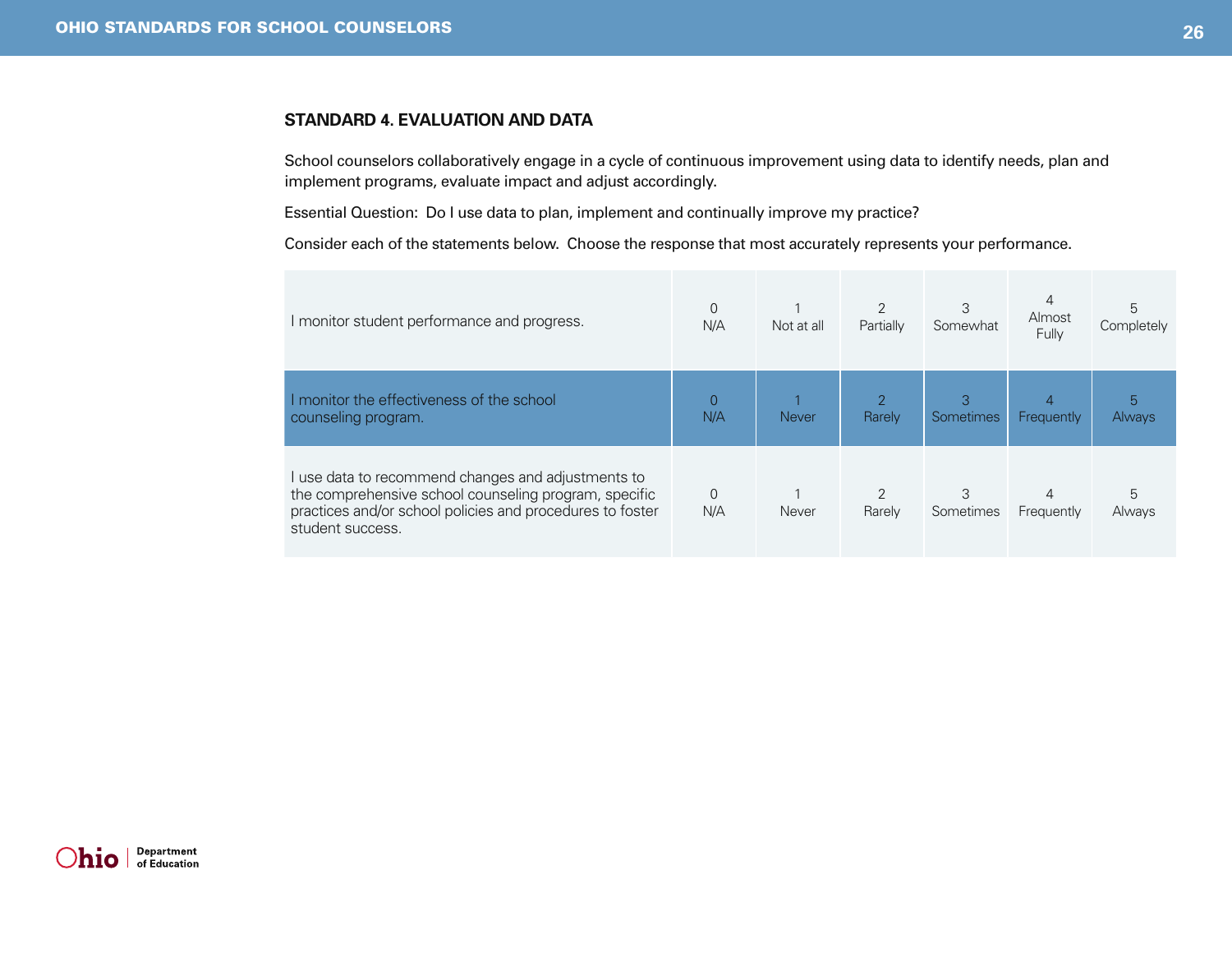## STANDARD 4. EVALUATION AND DATA

School counselors collaboratively engage in a cycle of continuous improvement using data to identify needs, plan and implement programs, evaluate impact and adjust accordingly.

Essential Question: Do I use data to plan, implement and continually improve my practice?

Consider each of the statements below. Choose the response that most accurately represents your performance.

| Statement | | | | | | |
|---|---|---|---|---|---|---|
| I monitor student performance and progress. | 0 N/A | 1 Not at all | 2 Partially | 3 Somewhat | 4 Almost Fully | 5 Completely |
| I monitor the effectiveness of the school counseling program. | 0 N/A | 1 Never | 2 Rarely | 3 Sometimes | 4 Frequently | 5 Always |
| I use data to recommend changes and adjustments to the comprehensive school counseling program, specific practices and/or school policies and procedures to foster student success. | 0 N/A | 1 Never | 2 Rarely | 3 Sometimes | 4 Frequently | 5 Always |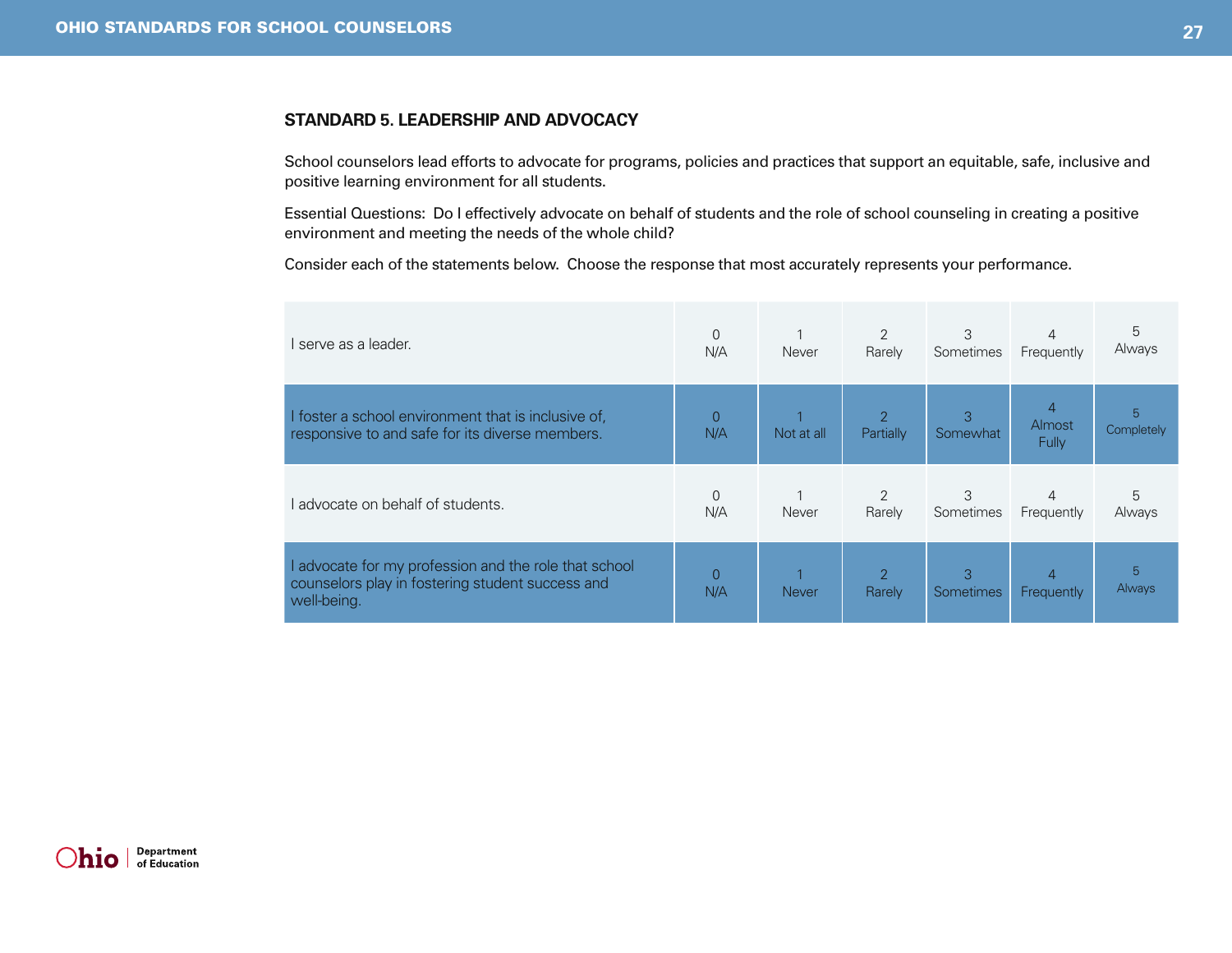## STANDARD 5. LEADERSHIP AND ADVOCACY

School counselors lead efforts to advocate for programs, policies and practices that support an equitable, safe, inclusive and positive learning environment for all students.

Essential Questions: Do I effectively advocate on behalf of students and the role of school counseling in creating a positive environment and meeting the needs of the whole child?

Consider each of the statements below. Choose the response that most accurately represents your performance.

| Statement | | | | | | |
|---|---|---|---|---|---|---|
| I serve as a leader. | 0 N/A | 1 Never | 2 Rarely | 3 Sometimes | 4 Frequently | 5 Always |
| I foster a school environment that is inclusive of, responsive to and safe for its diverse members. | 0 N/A | 1 Not at all | 2 Partially | 3 Somewhat | 4 Almost Fully | 5 Completely |
| I advocate on behalf of students. | 0 N/A | 1 Never | 2 Rarely | 3 Sometimes | 4 Frequently | 5 Always |
| I advocate for my profession and the role that school counselors play in fostering student success and well-being. | 0 N/A | 1 Never | 2 Rarely | 3 Sometimes | 4 Frequently | 5 Always |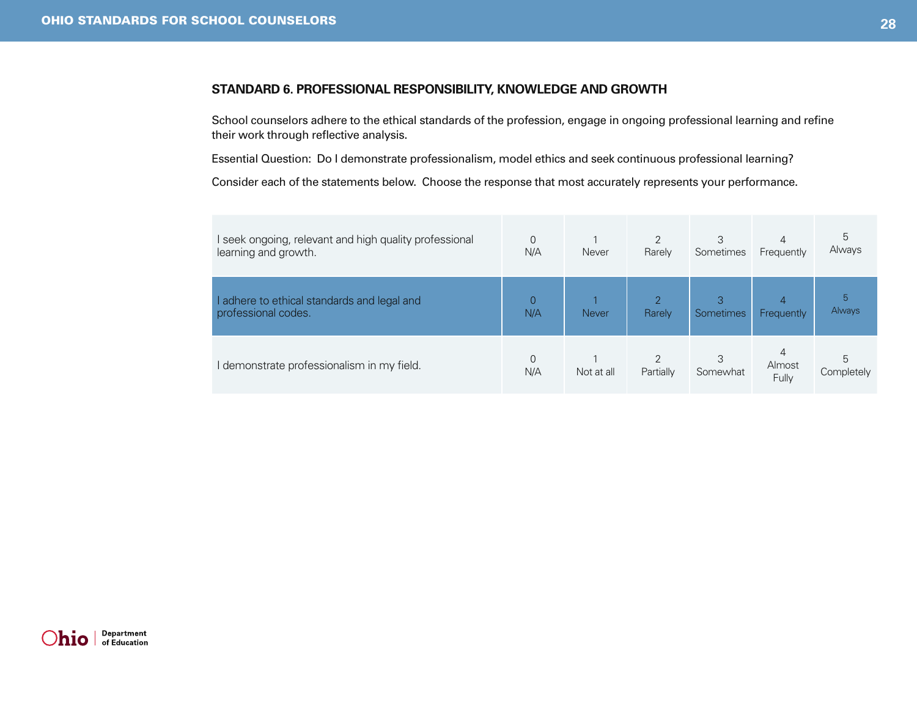### STANDARD 6. PROFESSIONAL RESPONSIBILITY, KNOWLEDGE AND GROWTH

School counselors adhere to the ethical standards of the profession, engage in ongoing professional learning and refine their work through reflective analysis.

Essential Question: Do I demonstrate professionalism, model ethics and seek continuous professional learning?

Consider each of the statements below. Choose the response that most accurately represents your performance.

| | | | | | | |
|---|---|---|---|---|---|---|
| I seek ongoing, relevant and high quality professional learning and growth. | 0 N/A | 1 Never | 2 Rarely | 3 Sometimes | 4 Frequently | 5 Always |
| I adhere to ethical standards and legal and professional codes. | 0 N/A | 1 Never | 2 Rarely | 3 Sometimes | 4 Frequently | 5 Always |
| I demonstrate professionalism in my field. | 0 N/A | 1 Not at all | 2 Partially | 3 Somewhat | 4 Almost Fully | 5 Completely |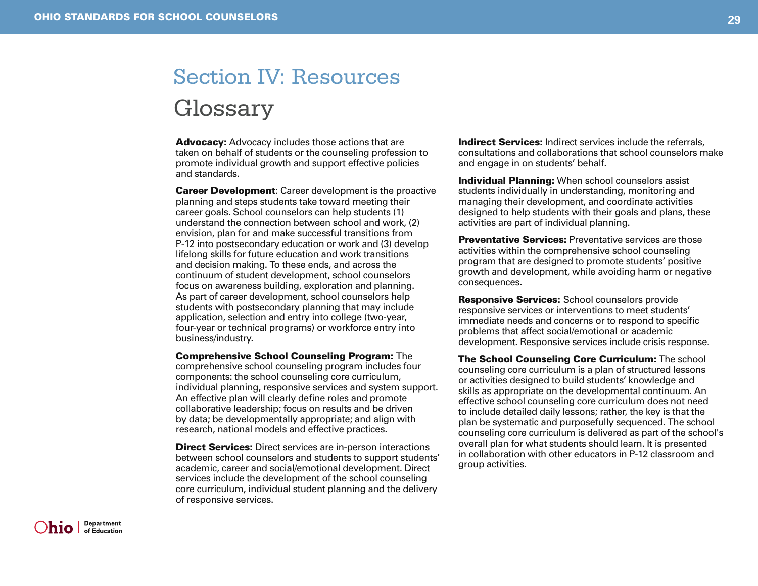# Section IV: Resources

## Glossary

**Advocacy:** Advocacy includes those actions that are taken on behalf of students or the counseling profession to promote individual growth and support effective policies and standards.

**Career Development**: Career development is the proactive planning and steps students take toward meeting their career goals. School counselors can help students (1) understand the connection between school and work, (2) envision, plan for and make successful transitions from P-12 into postsecondary education or work and (3) develop lifelong skills for future education and work transitions and decision making. To these ends, and across the continuum of student development, school counselors focus on awareness building, exploration and planning. As part of career development, school counselors help students with postsecondary planning that may include application, selection and entry into college (two-year, four-year or technical programs) or workforce entry into business/industry.

**Comprehensive School Counseling Program:** The comprehensive school counseling program includes four components: the school counseling core curriculum, individual planning, responsive services and system support. An effective plan will clearly define roles and promote collaborative leadership; focus on results and be driven by data; be developmentally appropriate; and align with research, national models and effective practices.

**Direct Services:** Direct services are in-person interactions between school counselors and students to support students' academic, career and social/emotional development. Direct services include the development of the school counseling core curriculum, individual student planning and the delivery of responsive services.

**Indirect Services:** Indirect services include the referrals, consultations and collaborations that school counselors make and engage in on students' behalf.

**Individual Planning:** When school counselors assist students individually in understanding, monitoring and managing their development, and coordinate activities designed to help students with their goals and plans, these activities are part of individual planning.

**Preventative Services:** Preventative services are those activities within the comprehensive school counseling program that are designed to promote students' positive growth and development, while avoiding harm or negative consequences.

**Responsive Services:** School counselors provide responsive services or interventions to meet students' immediate needs and concerns or to respond to specific problems that affect social/emotional or academic development. Responsive services include crisis response.

**The School Counseling Core Curriculum:** The school counseling core curriculum is a plan of structured lessons or activities designed to build students' knowledge and skills as appropriate on the developmental continuum. An effective school counseling core curriculum does not need to include detailed daily lessons; rather, the key is that the plan be systematic and purposefully sequenced. The school counseling core curriculum is delivered as part of the school's overall plan for what students should learn. It is presented in collaboration with other educators in P-12 classroom and group activities.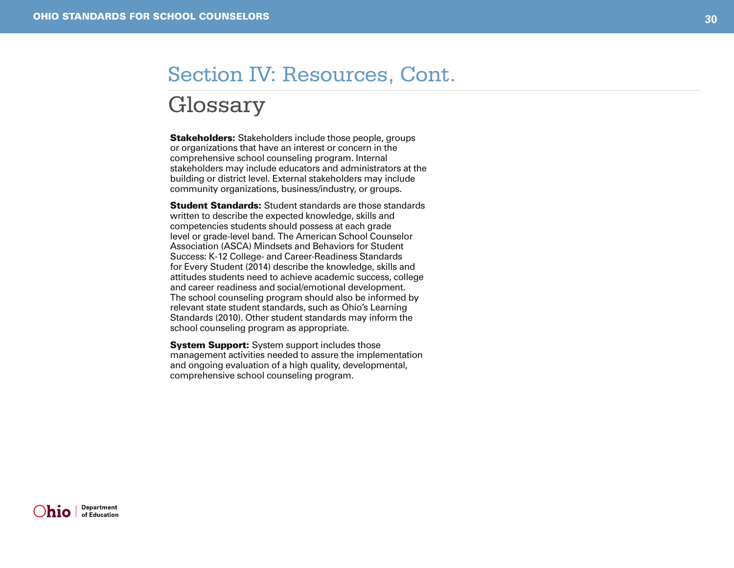# Section IV: Resources, Cont.

## Glossary

**Stakeholders:** Stakeholders include those people, groups or organizations that have an interest or concern in the comprehensive school counseling program. Internal stakeholders may include educators and administrators at the building or district level. External stakeholders may include community organizations, business/industry, or groups.

**Student Standards:** Student standards are those standards written to describe the expected knowledge, skills and competencies students should possess at each grade level or grade-level band. The American School Counselor Association (ASCA) Mindsets and Behaviors for Student Success: K-12 College- and Career-Readiness Standards for Every Student (2014) describe the knowledge, skills and attitudes students need to achieve academic success, college and career readiness and social/emotional development. The school counseling program should also be informed by relevant state student standards, such as Ohio's Learning Standards (2010). Other student standards may inform the school counseling program as appropriate.

**System Support:** System support includes those management activities needed to assure the implementation and ongoing evaluation of a high quality, developmental, comprehensive school counseling program.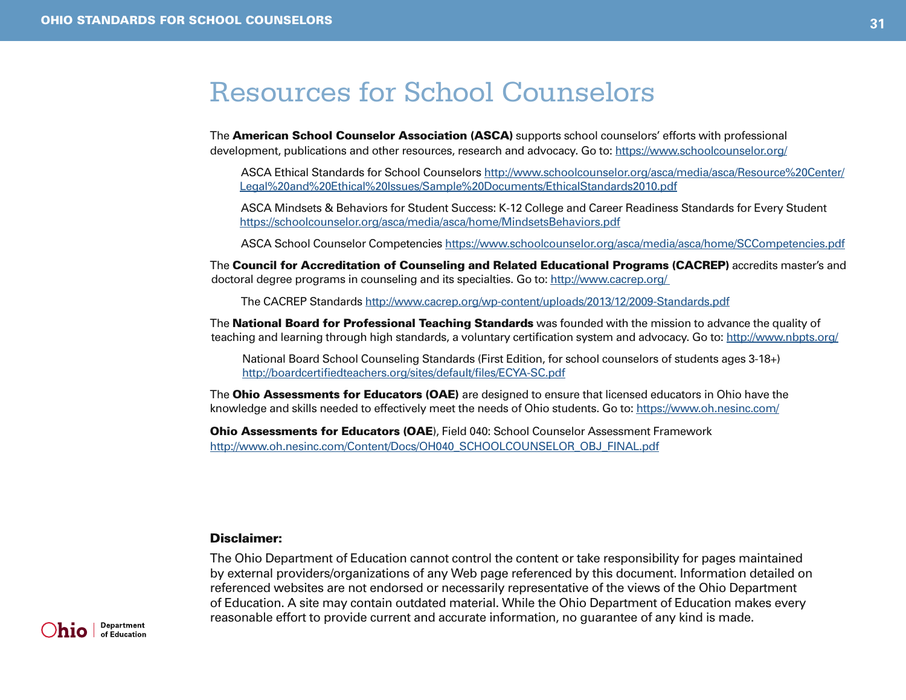# Resources for School Counselors

The **American School Counselor Association (ASCA)** supports school counselors' efforts with professional development, publications and other resources, research and advocacy. Go to: https://www.schoolcounselor.org/

> ASCA Ethical Standards for School Counselors http://www.schoolcounselor.org/asca/media/asca/Resource%20Center/Legal%20and%20Ethical%20Issues/Sample%20Documents/EthicalStandards2010.pdf
>
> ASCA Mindsets & Behaviors for Student Success: K-12 College and Career Readiness Standards for Every Student https://schoolcounselor.org/asca/media/asca/home/MindsetsBehaviors.pdf
>
> ASCA School Counselor Competencies https://www.schoolcounselor.org/asca/media/asca/home/SCCompetencies.pdf

The **Council for Accreditation of Counseling and Related Educational Programs (CACREP)** accredits master's and doctoral degree programs in counseling and its specialties. Go to: http://www.cacrep.org/

> The CACREP Standards http://www.cacrep.org/wp-content/uploads/2013/12/2009-Standards.pdf

The **National Board for Professional Teaching Standards** was founded with the mission to advance the quality of teaching and learning through high standards, a voluntary certification system and advocacy. Go to: http://www.nbpts.org/

> National Board School Counseling Standards (First Edition, for school counselors of students ages 3-18+) http://boardcertifiedteachers.org/sites/default/files/ECYA-SC.pdf

The **Ohio Assessments for Educators (OAE)** are designed to ensure that licensed educators in Ohio have the knowledge and skills needed to effectively meet the needs of Ohio students. Go to: https://www.oh.nesinc.com/

**Ohio Assessments for Educators (OAE**), Field 040: School Counselor Assessment Framework http://www.oh.nesinc.com/Content/Docs/OH040_SCHOOLCOUNSELOR_OBJ_FINAL.pdf

**Disclaimer:**

The Ohio Department of Education cannot control the content or take responsibility for pages maintained by external providers/organizations of any Web page referenced by this document. Information detailed on referenced websites are not endorsed or necessarily representative of the views of the Ohio Department of Education. A site may contain outdated material. While the Ohio Department of Education makes every reasonable effort to provide current and accurate information, no guarantee of any kind is made.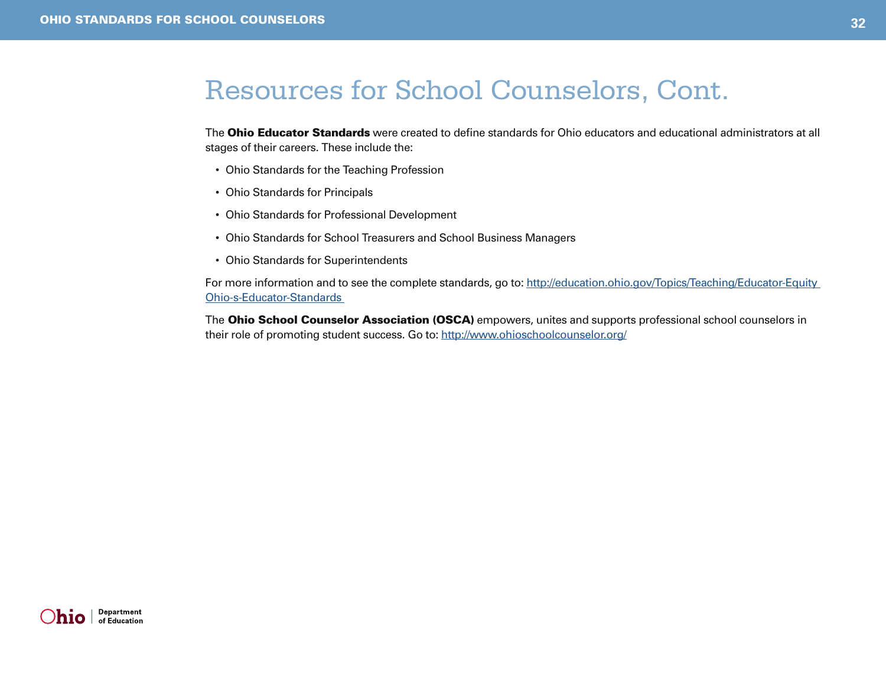# Resources for School Counselors, Cont.

The **Ohio Educator Standards** were created to define standards for Ohio educators and educational administrators at all stages of their careers. These include the:

- Ohio Standards for the Teaching Profession
- Ohio Standards for Principals
- Ohio Standards for Professional Development
- Ohio Standards for School Treasurers and School Business Managers
- Ohio Standards for Superintendents

For more information and to see the complete standards, go to: http://education.ohio.gov/Topics/Teaching/Educator-Equity Ohio-s-Educator-Standards

The **Ohio School Counselor Association (OSCA)** empowers, unites and supports professional school counselors in their role of promoting student success. Go to: http://www.ohioschoolcounselor.org/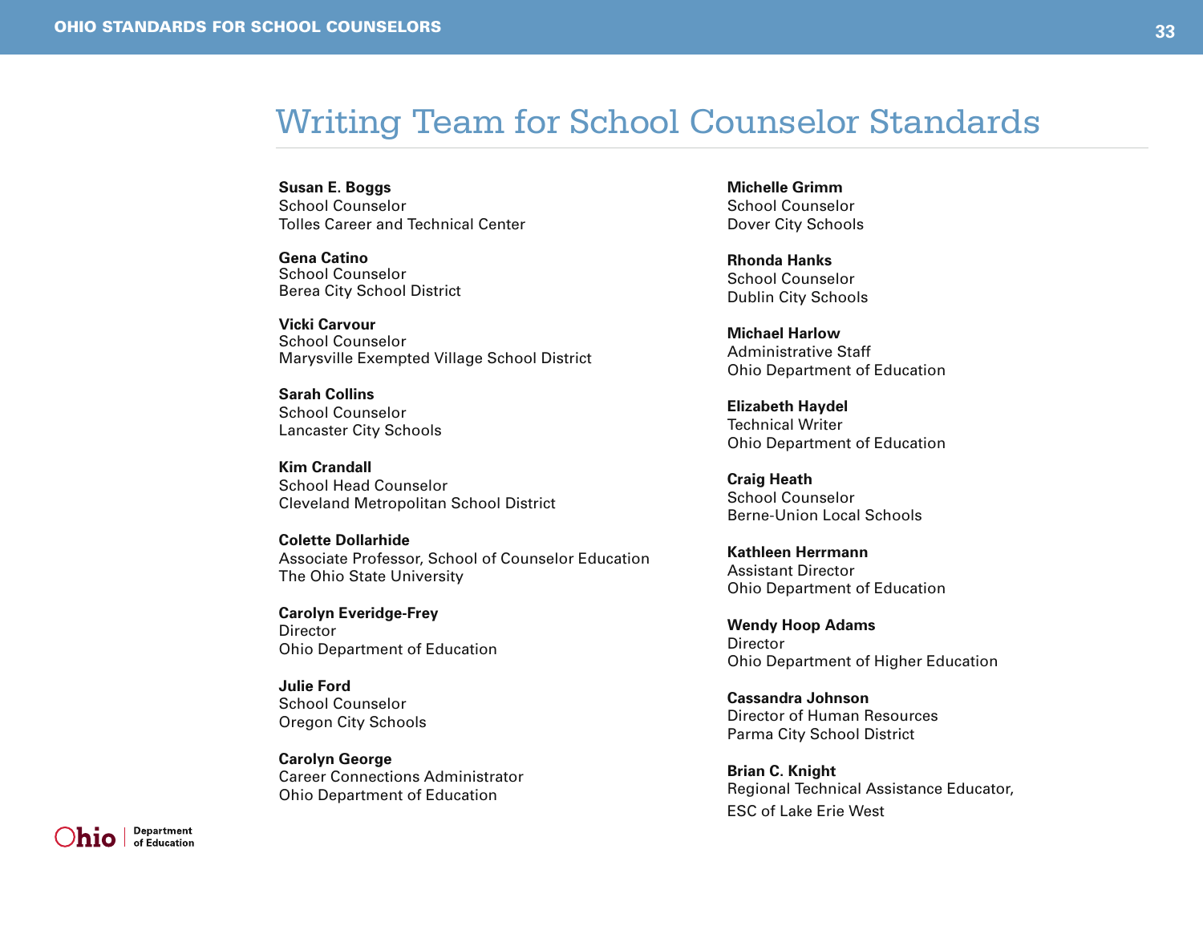# Writing Team for School Counselor Standards

**Susan E. Boggs**
School Counselor
Tolles Career and Technical Center

**Gena Catino**
School Counselor
Berea City School District

**Vicki Carvour**
School Counselor
Marysville Exempted Village School District

**Sarah Collins**
School Counselor
Lancaster City Schools

**Kim Crandall**
School Head Counselor
Cleveland Metropolitan School District

**Colette Dollarhide**
Associate Professor, School of Counselor Education
The Ohio State University

**Carolyn Everidge-Frey**
Director
Ohio Department of Education

**Julie Ford**
School Counselor
Oregon City Schools

**Carolyn George**
Career Connections Administrator
Ohio Department of Education

**Michelle Grimm**
School Counselor
Dover City Schools

**Rhonda Hanks**
School Counselor
Dublin City Schools

**Michael Harlow**
Administrative Staff
Ohio Department of Education

**Elizabeth Haydel**
Technical Writer
Ohio Department of Education

**Craig Heath**
School Counselor
Berne-Union Local Schools

**Kathleen Herrmann**
Assistant Director
Ohio Department of Education

**Wendy Hoop Adams**
Director
Ohio Department of Higher Education

**Cassandra Johnson**
Director of Human Resources
Parma City School District

**Brian C. Knight**
Regional Technical Assistance Educator,
ESC of Lake Erie West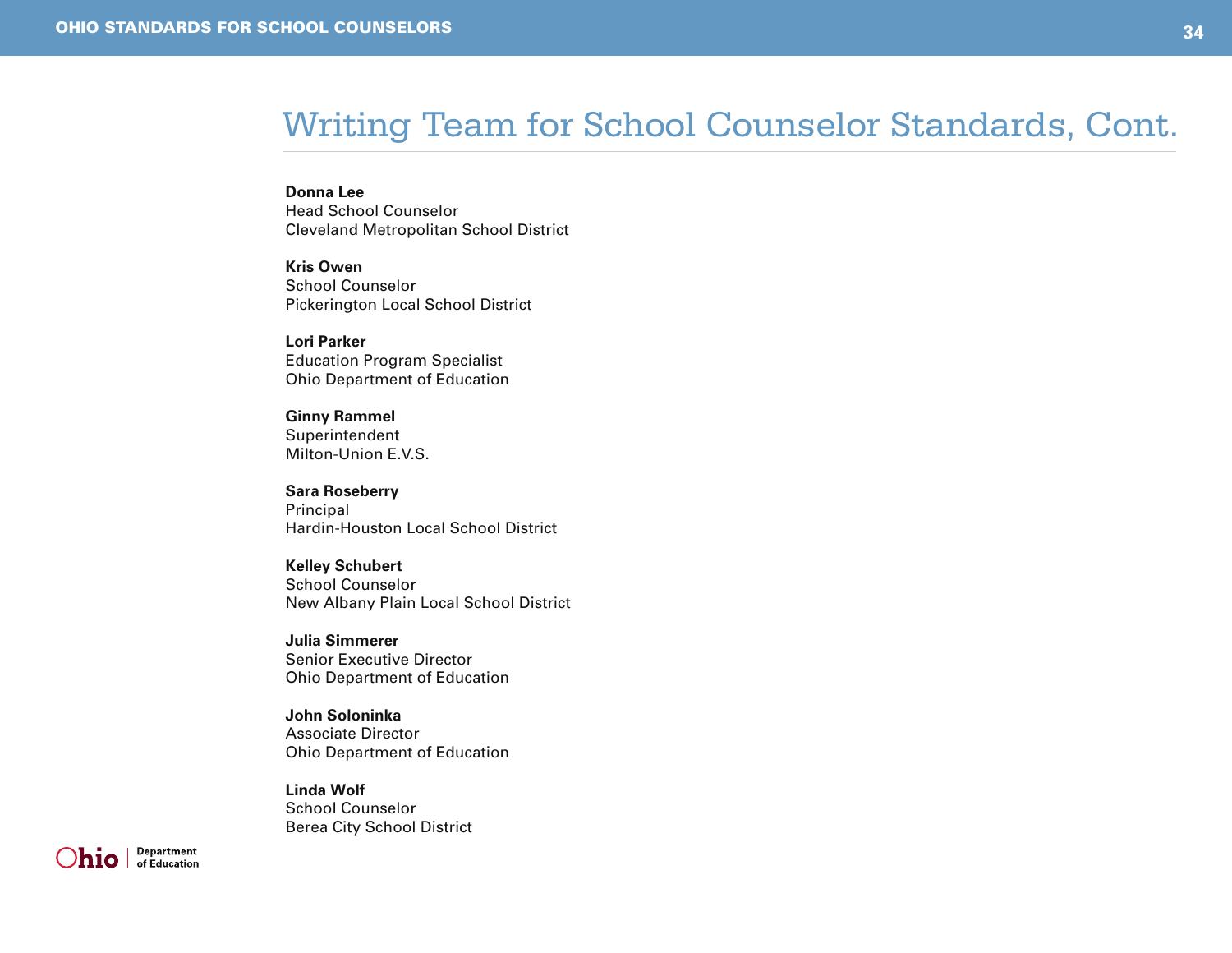# Writing Team for School Counselor Standards, Cont.

**Donna Lee**
Head School Counselor
Cleveland Metropolitan School District

**Kris Owen**
School Counselor
Pickerington Local School District

**Lori Parker**
Education Program Specialist
Ohio Department of Education

**Ginny Rammel**
Superintendent
Milton-Union E.V.S.

**Sara Roseberry**
Principal
Hardin-Houston Local School District

**Kelley Schubert**
School Counselor
New Albany Plain Local School District

**Julia Simmerer**
Senior Executive Director
Ohio Department of Education

**John Soloninka**
Associate Director
Ohio Department of Education

**Linda Wolf**
School Counselor
Berea City School District